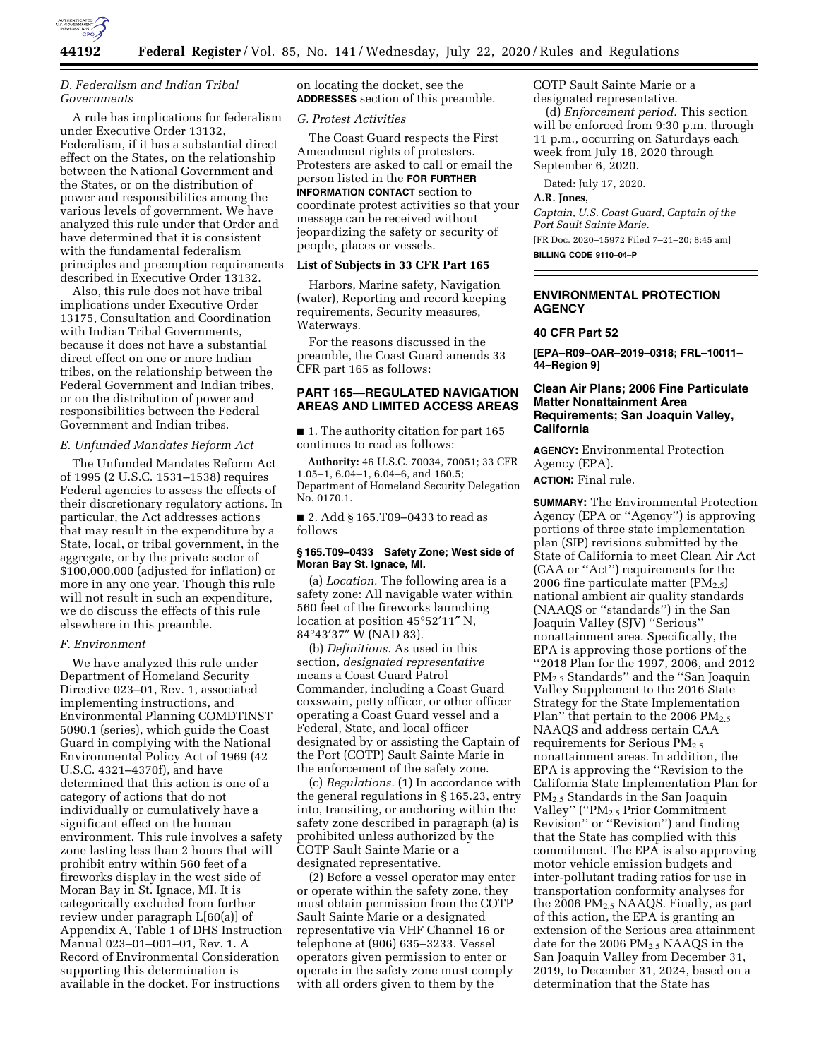### D. Federalism and Indian Tribal Governments

A rule has implications for federalism under Executive Order 13132, Federalism, if it has a substantial direct effect on the States, on the relationship between the National Government and the States, or on the distribution of power and responsibilities among the various levels of government. We have analyzed this rule under that Order and have determined that it is consistent with the fundamental federalism principles and preemption requirements described in Executive Order 13132.

Also, this rule does not have tribal implications under Executive Order 13175, Consultation and Coordination with Indian Tribal Governments, because it does not have a substantial direct effect on one or more Indian tribes, on the relationship between the Federal Government and Indian tribes, or on the distribution of power and responsibilities between the Federal Government and Indian tribes.

### E. Unfunded Mandates Reform Act

The Unfunded Mandates Reform Act of 1995 (2 U.S.C. 1531–1538) requires Federal agencies to assess the effects of their discretionary regulatory actions. In particular, the Act addresses actions that may result in the expenditure by a State, local, or tribal government, in the aggregate, or by the private sector of \$100,000,000 (adjusted for inflation) or more in any one year. Though this rule will not result in such an expenditure, we do discuss the effects of this rule elsewhere in this preamble.

### F. Environment

We have analyzed this rule under Department of Homeland Security Directive 023–01, Rev. 1, associated implementing instructions, and Environmental Planning COMDTINST 5090.1 (series), which guide the Coast Guard in complying with the National Environmental Policy Act of 1969 (42 U.S.C. 4321–4370f), and have determined that this action is one of a category of actions that do not individually or cumulatively have a significant effect on the human environment. This rule involves a safety zone lasting less than 2 hours that will prohibit entry within 560 feet of a fireworks display in the west side of Moran Bay in St. Ignace, MI. It is categorically excluded from further review under paragraph L[60(a)] of Appendix A, Table 1 of DHS Instruction Manual 023–01–001–01, Rev. 1. A Record of Environmental Consideration supporting this determination is available in the docket. For instructions on locating the docket, see the **ADDRESSES** section of this preamble.

### G. Protest Activities

The Coast Guard respects the First Amendment rights of protesters. Protesters are asked to call or email the person listed in the **FOR FURTHER INFORMATION CONTACT** section to coordinate protest activities so that your message can be received without jeopardizing the safety or security of people, places or vessels.

**List of Subjects in 33 CFR Part 165**

Harbors, Marine safety, Navigation (water), Reporting and record keeping requirements, Security measures, Waterways.

For the reasons discussed in the preamble, the Coast Guard amends 33 CFR part 165 as follows:

## PART 165—REGULATED NAVIGATION AREAS AND LIMITED ACCESS AREAS

■ 1. The authority citation for part 165 continues to read as follows:

**Authority:** 46 U.S.C. 70034, 70051; 33 CFR 1.05–1, 6.04–1, 6.04–6, and 160.5; Department of Homeland Security Delegation No. 0170.1.

■ 2. Add § 165.T09–0433 to read as follows

**§ 165.T09–0433 Safety Zone; West side of Moran Bay St. Ignace, MI.**

(a) *Location.* The following area is a safety zone: All navigable water within 560 feet of the fireworks launching location at position 45°52′11″ N, 84°43′37″ W (NAD 83).

(b) *Definitions.* As used in this section, *designated representative* means a Coast Guard Patrol Commander, including a Coast Guard coxswain, petty officer, or other officer operating a Coast Guard vessel and a Federal, State, and local officer designated by or assisting the Captain of the Port (COTP) Sault Sainte Marie in the enforcement of the safety zone.

(c) *Regulations.* (1) In accordance with the general regulations in § 165.23, entry into, transiting, or anchoring within the safety zone described in paragraph (a) is prohibited unless authorized by the COTP Sault Sainte Marie or a designated representative.

(2) Before a vessel operator may enter or operate within the safety zone, they must obtain permission from the COTP Sault Sainte Marie or a designated representative via VHF Channel 16 or telephone at (906) 635–3233. Vessel operators given permission to enter or operate in the safety zone must comply with all orders given to them by the COTP Sault Sainte Marie or a designated representative.

(d) *Enforcement period.* This section will be enforced from 9:30 p.m. through 11 p.m., occurring on Saturdays each week from July 18, 2020 through September 6, 2020.

Dated: July 17, 2020.

**A.R. Jones,**

*Captain, U.S. Coast Guard, Captain of the Port Sault Sainte Marie.*

[FR Doc. 2020–15972 Filed 7–21–20; 8:45 am]

**BILLING CODE 9110–04–P**

---

## ENVIRONMENTAL PROTECTION AGENCY

### 40 CFR Part 52

**[EPA–R09–OAR–2019–0318; FRL–10011–44–Region 9]**

### Clean Air Plans; 2006 Fine Particulate Matter Nonattainment Area Requirements; San Joaquin Valley, California

**AGENCY:** Environmental Protection Agency (EPA).

**ACTION:** Final rule.

**SUMMARY:** The Environmental Protection Agency (EPA or "Agency") is approving portions of three state implementation plan (SIP) revisions submitted by the State of California to meet Clean Air Act (CAA or "Act") requirements for the 2006 fine particulate matter ($PM_{2.5}$) national ambient air quality standards (NAAQS or "standards") in the San Joaquin Valley (SJV) "Serious" nonattainment area. Specifically, the EPA is approving those portions of the "2018 Plan for the 1997, 2006, and 2012 $PM_{2.5}$ Standards" and the "San Joaquin Valley Supplement to the 2016 State Strategy for the State Implementation Plan" that pertain to the 2006 $PM_{2.5}$ NAAQS and address certain CAA requirements for Serious $PM_{2.5}$ nonattainment areas. In addition, the EPA is approving the "Revision to the California State Implementation Plan for $PM_{2.5}$ Standards in the San Joaquin Valley" ("$PM_{2.5}$ Prior Commitment Revision" or "Revision") and finding that the State has complied with this commitment. The EPA is also approving motor vehicle emission budgets and inter-pollutant trading ratios for use in transportation conformity analyses for the 2006 $PM_{2.5}$ NAAQS. Finally, as part of this action, the EPA is granting an extension of the Serious area attainment date for the 2006 $PM_{2.5}$ NAAQS in the San Joaquin Valley from December 31, 2019, to December 31, 2024, based on a determination that the State has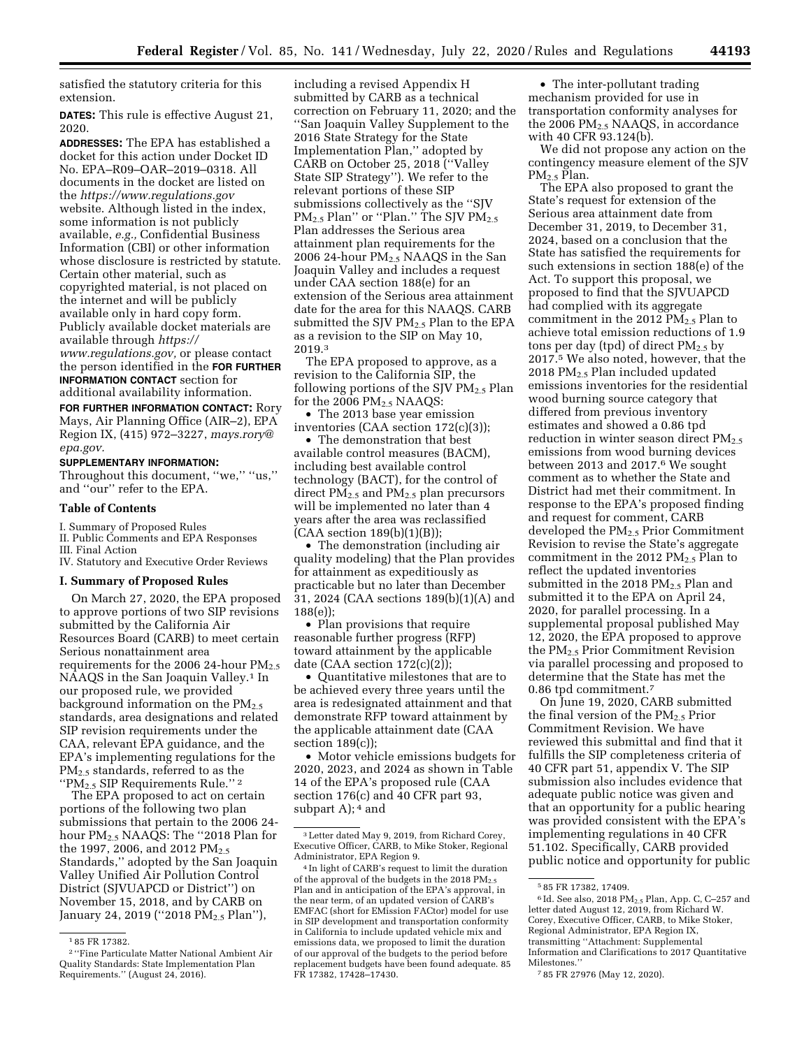satisfied the statutory criteria for this extension.

**DATES:** This rule is effective August 21, 2020.

**ADDRESSES:** The EPA has established a docket for this action under Docket ID No. EPA–R09–OAR–2019–0318. All documents in the docket are listed on the *https://www.regulations.gov* website. Although listed in the index, some information is not publicly available, *e.g.,* Confidential Business Information (CBI) or other information whose disclosure is restricted by statute. Certain other material, such as copyrighted material, is not placed on the internet and will be publicly available only in hard copy form. Publicly available docket materials are available through *https://www.regulations.gov,* or please contact the person identified in the **FOR FURTHER INFORMATION CONTACT** section for additional availability information.

**FOR FURTHER INFORMATION CONTACT:** Rory Mays, Air Planning Office (AIR–2), EPA Region IX, (415) 972–3227, *mays.rory@epa.gov.*

**SUPPLEMENTARY INFORMATION:** Throughout this document, "we," "us," and "our" refer to the EPA.

**Table of Contents**

I. Summary of Proposed Rules
II. Public Comments and EPA Responses
III. Final Action
IV. Statutory and Executive Order Reviews

## I. Summary of Proposed Rules

On March 27, 2020, the EPA proposed to approve portions of two SIP revisions submitted by the California Air Resources Board (CARB) to meet certain Serious nonattainment area requirements for the 2006 24-hour $PM_{2.5}$ NAAQS in the San Joaquin Valley.[1] In our proposed rule, we provided background information on the $PM_{2.5}$ standards, area designations and related SIP revision requirements under the CAA, relevant EPA guidance, and the EPA's implementing regulations for the $PM_{2.5}$ standards, referred to as the "$PM_{2.5}$ SIP Requirements Rule." [2]

The EPA proposed to act on certain portions of the following two plan submissions that pertain to the 2006 24-hour $PM_{2.5}$ NAAQS: The "2018 Plan for the 1997, 2006, and 2012 $PM_{2.5}$ Standards," adopted by the San Joaquin Valley Unified Air Pollution Control District (SJVUAPCD or District") on November 15, 2018, and by CARB on January 24, 2019 ("2018 $PM_{2.5}$ Plan"), including a revised Appendix H submitted by CARB as a technical correction on February 11, 2020; and the "San Joaquin Valley Supplement to the 2016 State Strategy for the State Implementation Plan," adopted by CARB on October 25, 2018 ("Valley State SIP Strategy"). We refer to the relevant portions of these SIP submissions collectively as the "SJV $PM_{2.5}$ Plan" or "Plan." The SJV $PM_{2.5}$ Plan addresses the Serious area attainment plan requirements for the 2006 24-hour $PM_{2.5}$ NAAQS in the San Joaquin Valley and includes a request under CAA section 188(e) for an extension of the Serious area attainment date for the area for this NAAQS. CARB submitted the SJV $PM_{2.5}$ Plan to the EPA as a revision to the SIP on May 10, 2019.[3]

The EPA proposed to approve, as a revision to the California SIP, the following portions of the SJV $PM_{2.5}$ Plan for the 2006 $PM_{2.5}$ NAAQS:

- The 2013 base year emission inventories (CAA section 172(c)(3));
- The demonstration that best available control measures (BACM), including best available control technology (BACT), for the control of direct $PM_{2.5}$ and $PM_{2.5}$ precursors will be implemented no later than 4 years after the area was reclassified (CAA section 189(b)(1)(B));
- The demonstration (including air quality modeling) that the Plan provides for attainment as expeditiously as practicable but no later than December 31, 2024 (CAA sections 189(b)(1)(A) and 188(e));
- Plan provisions that require reasonable further progress (RFP) toward attainment by the applicable date (CAA section 172(c)(2));
- Quantitative milestones that are to be achieved every three years until the area is redesignated attainment and that demonstrate RFP toward attainment by the applicable attainment date (CAA section 189(c));
- Motor vehicle emissions budgets for 2020, 2023, and 2024 as shown in Table 14 of the EPA's proposed rule (CAA section 176(c) and 40 CFR part 93, subpart A);[4] and
- The inter-pollutant trading mechanism provided for use in transportation conformity analyses for the 2006 $PM_{2.5}$ NAAQS, in accordance with 40 CFR 93.124(b).

We did not propose any action on the contingency measure element of the SJV $PM_{2.5}$ Plan.

The EPA also proposed to grant the State's request for extension of the Serious area attainment date from December 31, 2019, to December 31, 2024, based on a conclusion that the State has satisfied the requirements for such extensions in section 188(e) of the Act. To support this proposal, we proposed to find that the SJVUAPCD had complied with its aggregate commitment in the 2012 $PM_{2.5}$ Plan to achieve total emission reductions of 1.9 tons per day (tpd) of direct $PM_{2.5}$ by 2017.[5] We also noted, however, that the 2018 $PM_{2.5}$ Plan included updated emissions inventories for the residential wood burning source category that differed from previous inventory estimates and showed a 0.86 tpd reduction in winter season direct $PM_{2.5}$ emissions from wood burning devices between 2013 and 2017.[6] We sought comment as to whether the State and District had met their commitment. In response to the EPA's proposed finding and request for comment, CARB developed the $PM_{2.5}$ Prior Commitment Revision to revise the State's aggregate commitment in the 2012 $PM_{2.5}$ Plan to reflect the updated inventories submitted in the 2018 $PM_{2.5}$ Plan and submitted it to the EPA on April 24, 2020, for parallel processing. In a supplemental proposal published May 12, 2020, the EPA proposed to approve the $PM_{2.5}$ Prior Commitment Revision via parallel processing and proposed to determine that the State has met the 0.86 tpd commitment.[7]

On June 19, 2020, CARB submitted the final version of the $PM_{2.5}$ Prior Commitment Revision. We have reviewed this submittal and find that it fulfills the SIP completeness criteria of 40 CFR part 51, appendix V. The SIP submission also includes evidence that adequate public notice was given and that an opportunity for a public hearing was provided consistent with the EPA's implementing regulations in 40 CFR 51.102. Specifically, CARB provided public notice and opportunity for public

---

[1] 85 FR 17382.

[2] "Fine Particulate Matter National Ambient Air Quality Standards: State Implementation Plan Requirements." (August 24, 2016).

[3] Letter dated May 9, 2019, from Richard Corey, Executive Officer, CARB, to Mike Stoker, Regional Administrator, EPA Region 9.

[4] In light of CARB's request to limit the duration of the approval of the budgets in the 2018 $PM_{2.5}$ Plan and in anticipation of the EPA's approval, in the near term, of an updated version of CARB's EMFAC (short for EMission FACtor) model for use in SIP development and transportation conformity in California to include updated vehicle mix and emissions data, we proposed to limit the duration of our approval of the budgets to the period before replacement budgets have been found adequate. 85 FR 17382, 17428–17430.

[5] 85 FR 17382, 17409.

[6] Id. See also, 2018 $PM_{2.5}$ Plan, App. C, C–257 and letter dated August 12, 2019, from Richard W. Corey, Executive Officer, CARB, to Mike Stoker, Regional Administrator, EPA Region IX, transmitting "Attachment: Supplemental Information and Clarifications to 2017 Quantitative Milestones."

[7] 85 FR 27976 (May 12, 2020).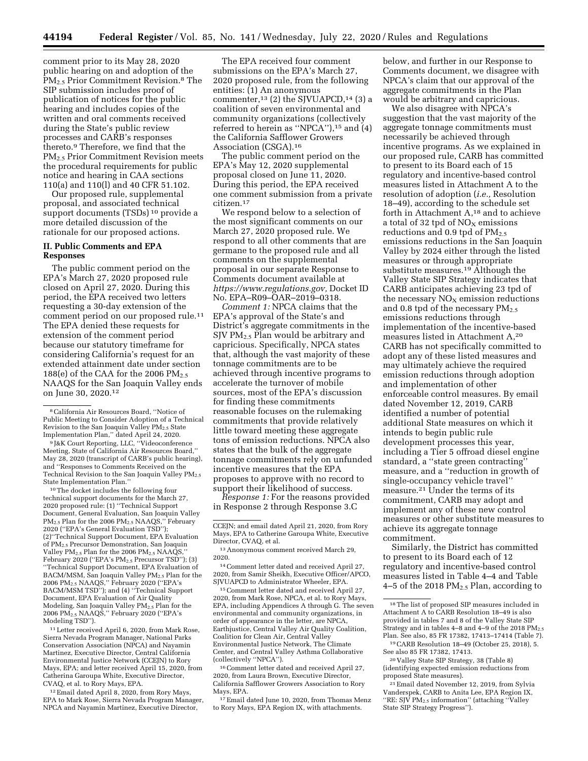comment prior to its May 28, 2020 public hearing on and adoption of the $PM_{2.5}$ Prior Commitment Revision.[8] The SIP submission includes proof of publication of notices for the public hearing and includes copies of the written and oral comments received during the State's public review processes and CARB's responses thereto.[9] Therefore, we find that the $PM_{2.5}$ Prior Commitment Revision meets the procedural requirements for public notice and hearing in CAA sections 110(a) and 110(l) and 40 CFR 51.102.

Our proposed rule, supplemental proposal, and associated technical support documents (TSDs)[10] provide a more detailed discussion of the rationale for our proposed actions.

## II. Public Comments and EPA Responses

The public comment period on the EPA's March 27, 2020 proposed rule closed on April 27, 2020. During this period, the EPA received two letters requesting a 30-day extension of the comment period on our proposed rule.[11] The EPA denied these requests for extension of the comment period because our statutory timeframe for considering California's request for an extended attainment date under section 188(e) of the CAA for the 2006 $PM_{2.5}$ NAAQS for the San Joaquin Valley ends on June 30, 2020.[12]

The EPA received four comment submissions on the EPA's March 27, 2020 proposed rule, from the following entities: (1) An anonymous commenter,[13] (2) the SJVUAPCD,[14] (3) a coalition of seven environmental and community organizations (collectively referred to herein as "NPCA"),[15] and (4) the California Safflower Growers Association (CSGA).[16]

The public comment period on the EPA's May 12, 2020 supplemental proposal closed on June 11, 2020. During this period, the EPA received one comment submission from a private citizen.[17]

We respond below to a selection of the most significant comments on our March 27, 2020 proposed rule. We respond to all other comments that are germane to the proposed rule and all comments on the supplemental proposal in our separate Response to Comments document available at *https://www.regulations.gov,* Docket ID No. EPA–R09–OAR–2019–0318.

*Comment 1:* NPCA claims that the EPA's approval of the State's and District's aggregate commitments in the SJV $PM_{2.5}$ Plan would be arbitrary and capricious. Specifically, NPCA states that, although the vast majority of these tonnage commitments are to be achieved through incentive programs to accelerate the turnover of mobile sources, most of the EPA's discussion for finding these commitments reasonable focuses on the rulemaking commitments that provide relatively little toward meeting these aggregate tons of emission reductions. NPCA also states that the bulk of the aggregate tonnage commitments rely on unfunded incentive measures that the EPA proposes to approve with no record to support their likelihood of success.

*Response 1:* For the reasons provided in Response 2 through Response 3.C below, and further in our Response to Comments document, we disagree with NPCA's claim that our approval of the aggregate commitments in the Plan would be arbitrary and capricious.

We also disagree with NPCA's suggestion that the vast majority of the aggregate tonnage commitments must necessarily be achieved through incentive programs. As we explained in our proposed rule, CARB has committed to present to its Board each of 15 regulatory and incentive-based control measures listed in Attachment A to the resolution of adoption (*i.e.,* Resolution 18–49), according to the schedule set forth in Attachment A,[18] and to achieve a total of 32 tpd of $NO_X$ emissions reductions and 0.9 tpd of $PM_{2.5}$ emissions reductions in the San Joaquin Valley by 2024 either through the listed measures or through appropriate substitute measures.[19] Although the Valley State SIP Strategy indicates that CARB anticipates achieving 23 tpd of the necessary $NO_X$ emission reductions and 0.8 tpd of the necessary $PM_{2.5}$ emissions reductions through implementation of the incentive-based measures listed in Attachment A,[20] CARB has not specifically committed to adopt any of these listed measures and may ultimately achieve the required emission reductions through adoption and implementation of other enforceable control measures. By email dated November 12, 2019, CARB identified a number of potential additional State measures on which it intends to begin public rule development processes this year, including a Tier 5 offroad diesel engine standard, a "state green contracting" measure, and a "reduction in growth of single-occupancy vehicle travel" measure.[21] Under the terms of its commitment, CARB may adopt and implement any of these new control measures or other substitute measures to achieve its aggregate tonnage commitment.

Similarly, the District has committed to present to its Board each of 12 regulatory and incentive-based control measures listed in Table 4–4 and Table 4–5 of the 2018 $PM_{2.5}$ Plan, according to

---

[8] California Air Resources Board, "Notice of Public Meeting to Consider Adoption of a Technical Revision to the San Joaquin Valley $PM_{2.5}$ State Implementation Plan," dated April 24, 2020.

[9] J&K Court Reporting, LLC, "Videoconference Meeting, State of California Air Resources Board," May 28, 2020 (transcript of CARB's public hearing), and "Responses to Comments Received on the Technical Revision to the San Joaquin Valley $PM_{2.5}$ State Implementation Plan."

[10] The docket includes the following four technical support documents for the March 27, 2020 proposed rule: (1) "Technical Support Document, General Evaluation, San Joaquin Valley $PM_{2.5}$ Plan for the 2006 $PM_{2.5}$ NAAQS," February 2020 ("EPA's General Evaluation TSD"); (2)"Technical Support Document, EPA Evaluation of $PM_{2.5}$ Precursor Demonstration, San Joaquin Valley $PM_{2.5}$ Plan for the 2006 $PM_{2.5}$ NAAQS," February 2020 ("EPA's $PM_{2.5}$ Precursor TSD"); (3) "Technical Support Document, EPA Evaluation of BACM/MSM, San Joaquin Valley $PM_{2.5}$ Plan for the 2006 $PM_{2.5}$ NAAQS," February 2020 ("EPA's BACM/MSM TSD"); and (4) "Technical Support Document, EPA Evaluation of Air Quality Modeling, San Joaquin Valley $PM_{2.5}$ Plan for the 2006 $PM_{2.5}$ NAAQS," February 2020 ("EPA's Modeling TSD").

[11] Letter received April 6, 2020, from Mark Rose, Sierra Nevada Program Manager, National Parks Conservation Association (NPCA) and Nayamin Martinez, Executive Director, Central California Environmental Justice Network (CCEJN) to Rory Mays, EPA; and letter received April 15, 2020, from Catherina Garoupa White, Executive Director, CVAQ, et al. to Rory Mays, EPA.

[12] Email dated April 8, 2020, from Rory Mays, EPA to Mark Rose, Sierra Nevada Program Manager, NPCA and Nayamin Martinez, Executive Director, CCEJN; and email dated April 21, 2020, from Rory Mays, EPA to Catherine Garoupa White, Executive Director, CVAQ, et al.

[13] Anonymous comment received March 29, 2020.

[14] Comment letter dated and received April 27, 2020, from Samir Sheikh, Executive Officer/APCO, SJVUAPCD to Administrator Wheeler, EPA.

[15] Comment letter dated and received April 27, 2020, from Mark Rose, NPCA, et al. to Rory Mays, EPA, including Appendices A through G. The seven environmental and community organizations, in order of appearance in the letter, are NPCA, Earthjustice, Central Valley Air Quality Coalition, Coalition for Clean Air, Central Valley Environmental Justice Network, The Climate Center, and Central Valley Asthma Collaborative (collectively "NPCA").

[16] Comment letter dated and received April 27, 2020, from Laura Brown, Executive Director, California Safflower Growers Association to Rory Mays, EPA.

[17] Email dated June 10, 2020, from Thomas Menz to Rory Mays, EPA Region IX, with attachments.

[18] The list of proposed SIP measures included in Attachment A to CARB Resolution 18–49 is also provided in tables 7 and 8 of the Valley State SIP Strategy and in tables 4–8 and 4–9 of the 2018 $PM_{2.5}$ Plan. See also, 85 FR 17382, 17413–17414 (Table 7).

[19] CARB Resolution 18–49 (October 25, 2018), 5. See also 85 FR 17382, 17413.

[20] Valley State SIP Strategy, 38 (Table 8) (identifying expected emission reductions from proposed State measures).

[21] Email dated November 12, 2019, from Sylvia Vanderspek, CARB to Anita Lee, EPA Region IX, "RE: SJV $PM_{2.5}$ information" (attaching "Valley State SIP Strategy Progress").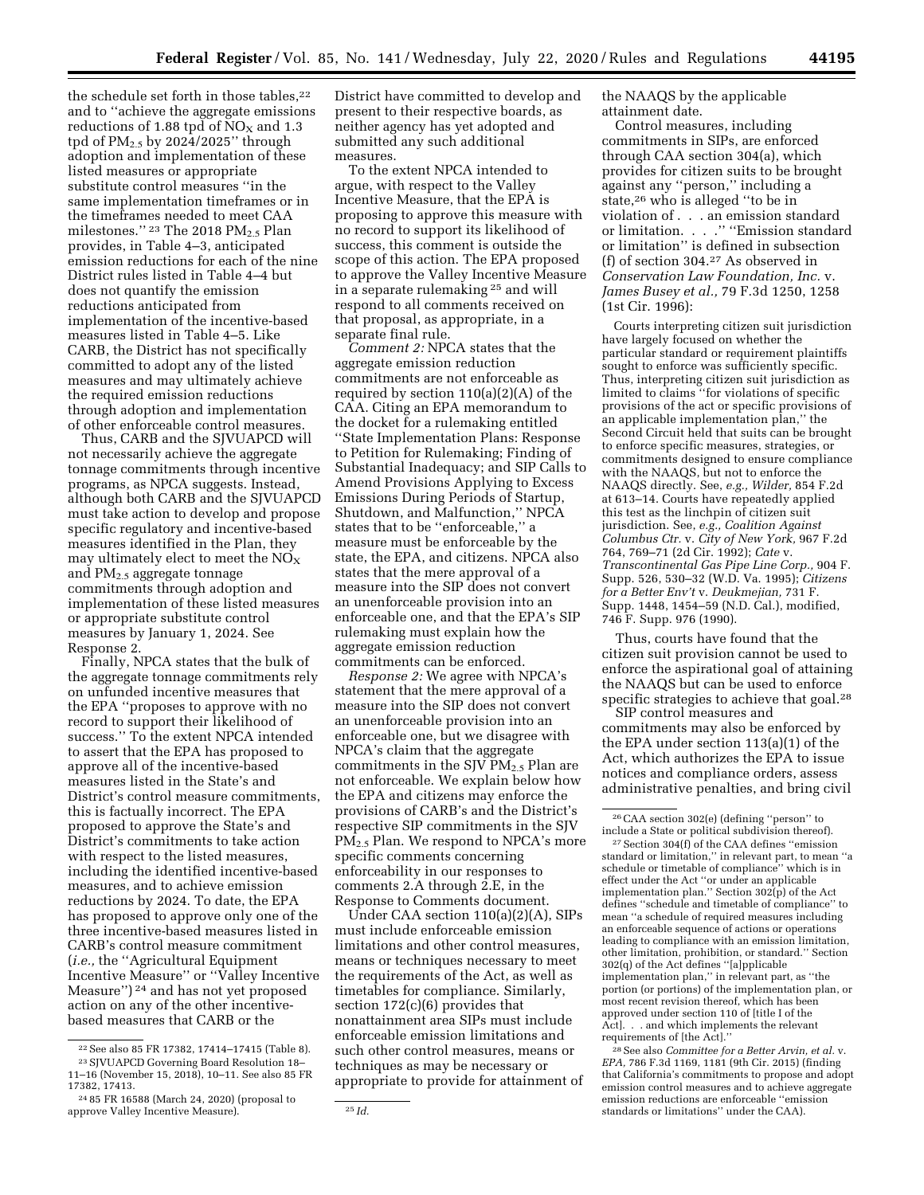the schedule set forth in those tables,[22] and to ''achieve the aggregate emissions reductions of 1.88 tpd of $NO_X$ and 1.3 tpd of $PM_{2.5}$ by 2024/2025'' through adoption and implementation of these listed measures or appropriate substitute control measures ''in the same implementation timeframes or in the timeframes needed to meet CAA milestones.'' [23] The 2018 $PM_{2.5}$ Plan provides, in Table 4–3, anticipated emission reductions for each of the nine District rules listed in Table 4–4 but does not quantify the emission reductions anticipated from implementation of the incentive-based measures listed in Table 4–5. Like CARB, the District has not specifically committed to adopt any of the listed measures and may ultimately achieve the required emission reductions through adoption and implementation of other enforceable control measures.

Thus, CARB and the SJVUAPCD will not necessarily achieve the aggregate tonnage commitments through incentive programs, as NPCA suggests. Instead, although both CARB and the SJVUAPCD must take action to develop and propose specific regulatory and incentive-based measures identified in the Plan, they may ultimately elect to meet the $NO_X$ and $PM_{2.5}$ aggregate tonnage commitments through adoption and implementation of these listed measures or appropriate substitute control measures by January 1, 2024. See Response 2.

Finally, NPCA states that the bulk of the aggregate tonnage commitments rely on unfunded incentive measures that the EPA ''proposes to approve with no record to support their likelihood of success.'' To the extent NPCA intended to assert that the EPA has proposed to approve all of the incentive-based measures listed in the State's and District's control measure commitments, this is factually incorrect. The EPA proposed to approve the State's and District's commitments to take action with respect to the listed measures, including the identified incentive-based measures, and to achieve emission reductions by 2024. To date, the EPA has proposed to approve only one of the three incentive-based measures listed in CARB's control measure commitment (*i.e.,* the ''Agricultural Equipment Incentive Measure'' or ''Valley Incentive Measure'') [24] and has not yet proposed action on any of the other incentive-based measures that CARB or the District have committed to develop and present to their respective boards, as neither agency has yet adopted and submitted any such additional measures.

To the extent NPCA intended to argue, with respect to the Valley Incentive Measure, that the EPA is proposing to approve this measure with no record to support its likelihood of success, this comment is outside the scope of this action. The EPA proposed to approve the Valley Incentive Measure in a separate rulemaking [25] and will respond to all comments received on that proposal, as appropriate, in a separate final rule.

*Comment 2:* NPCA states that the aggregate emission reduction commitments are not enforceable as required by section 110(a)(2)(A) of the CAA. Citing an EPA memorandum to the docket for a rulemaking entitled ''State Implementation Plans: Response to Petition for Rulemaking; Finding of Substantial Inadequacy; and SIP Calls to Amend Provisions Applying to Excess Emissions During Periods of Startup, Shutdown, and Malfunction,'' NPCA states that to be ''enforceable,'' a measure must be enforceable by the state, the EPA, and citizens. NPCA also states that the mere approval of a measure into the SIP does not convert an unenforceable provision into an enforceable one, and that the EPA's SIP rulemaking must explain how the aggregate emission reduction commitments can be enforced.

*Response 2:* We agree with NPCA's statement that the mere approval of a measure into the SIP does not convert an unenforceable provision into an enforceable one, but we disagree with NPCA's claim that the aggregate commitments in the SJV $PM_{2.5}$ Plan are not enforceable. We explain below how the EPA and citizens may enforce the provisions of CARB's and the District's respective SIP commitments in the SJV $PM_{2.5}$ Plan. We respond to NPCA's more specific comments concerning enforceability in our responses to comments 2.A through 2.E, in the Response to Comments document.

Under CAA section 110(a)(2)(A), SIPs must include enforceable emission limitations and other control measures, means or techniques necessary to meet the requirements of the Act, as well as timetables for compliance. Similarly, section 172(c)(6) provides that nonattainment area SIPs must include enforceable emission limitations and such other control measures, means or techniques as may be necessary or appropriate to provide for attainment of the NAAQS by the applicable attainment date.

Control measures, including commitments in SIPs, are enforced through CAA section 304(a), which provides for citizen suits to be brought against any ''person,'' including a state,[26] who is alleged ''to be in violation of . . . an emission standard or limitation. . . .'' ''Emission standard or limitation'' is defined in subsection (f) of section 304.[27] As observed in *Conservation Law Foundation, Inc.* v. *James Busey et al.,* 79 F.3d 1250, 1258 (1st Cir. 1996):

> Courts interpreting citizen suit jurisdiction have largely focused on whether the particular standard or requirement plaintiffs sought to enforce was sufficiently specific. Thus, interpreting citizen suit jurisdiction as limited to claims ''for violations of specific provisions of the act or specific provisions of an applicable implementation plan,'' the Second Circuit held that suits can be brought to enforce specific measures, strategies, or commitments designed to ensure compliance with the NAAQS, but not to enforce the NAAQS directly. See, *e.g., Wilder,* 854 F.2d at 613–14. Courts have repeatedly applied this test as the linchpin of citizen suit jurisdiction. See, *e.g., Coalition Against Columbus Ctr.* v. *City of New York,* 967 F.2d 764, 769–71 (2d Cir. 1992); *Cate* v. *Transcontinental Gas Pipe Line Corp.,* 904 F. Supp. 526, 530–32 (W.D. Va. 1995); *Citizens for a Better Env't* v. *Deukmejian,* 731 F. Supp. 1448, 1454–59 (N.D. Cal.), modified, 746 F. Supp. 976 (1990).

Thus, courts have found that the citizen suit provision cannot be used to enforce the aspirational goal of attaining the NAAQS but can be used to enforce specific strategies to achieve that goal.[28]

SIP control measures and commitments may also be enforced by the EPA under section 113(a)(1) of the Act, which authorizes the EPA to issue notices and compliance orders, assess administrative penalties, and bring civil

---

[22] See also 85 FR 17382, 17414–17415 (Table 8).

[23] SJVUAPCD Governing Board Resolution 18–11–16 (November 15, 2018), 10–11. See also 85 FR 17382, 17413.

[24] 85 FR 16588 (March 24, 2020) (proposal to approve Valley Incentive Measure).

[25] *Id.*

[26] CAA section 302(e) (defining ''person'' to include a State or political subdivision thereof).

[27] Section 304(f) of the CAA defines ''emission standard or limitation,'' in relevant part, to mean ''a schedule or timetable of compliance'' which is in effect under the Act ''or under an applicable implementation plan.'' Section 302(p) of the Act defines ''schedule and timetable of compliance'' to mean ''a schedule of required measures including an enforceable sequence of actions or operations leading to compliance with an emission limitation, other limitation, prohibition, or standard.'' Section 302(q) of the Act defines ''[a]pplicable implementation plan,'' in relevant part, as ''the portion (or portions) of the implementation plan, or most recent revision thereof, which has been approved under section 110 of [title I of the Act]. . . and which implements the relevant requirements of [the Act].''

[28] See also *Committee for a Better Arvin, et al.* v. *EPA,* 786 F.3d 1169, 1181 (9th Cir. 2015) (finding that California's commitments to propose and adopt emission control measures and to achieve aggregate emission reductions are enforceable ''emission standards or limitations'' under the CAA).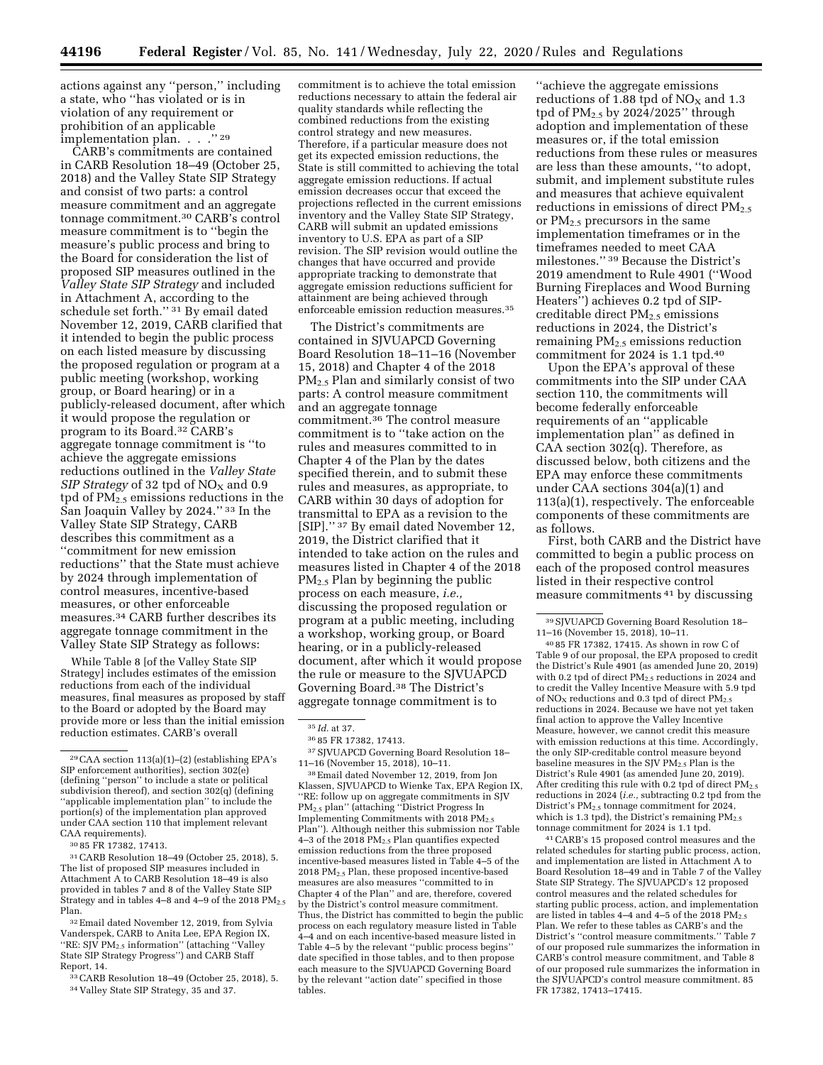actions against any ''person,'' including a state, who ''has violated or is in violation of any requirement or prohibition of an applicable implementation plan. . . .''[29]

CARB's commitments are contained in CARB Resolution 18–49 (October 25, 2018) and the Valley State SIP Strategy and consist of two parts: a control measure commitment and an aggregate tonnage commitment.[30] CARB's control measure commitment is to ''begin the measure's public process and bring to the Board for consideration the list of proposed SIP measures outlined in the *Valley State SIP Strategy* and included in Attachment A, according to the schedule set forth.''[31] By email dated November 12, 2019, CARB clarified that it intended to begin the public process on each listed measure by discussing the proposed regulation or program at a public meeting (workshop, working group, or Board hearing) or in a publicly-released document, after which it would propose the regulation or program to its Board.[32] CARB's aggregate tonnage commitment is ''to achieve the aggregate emissions reductions outlined in the *Valley State SIP Strategy* of 32 tpd of $NO_X$ and 0.9 tpd of $PM_{2.5}$ emissions reductions in the San Joaquin Valley by 2024.''[33] In the Valley State SIP Strategy, CARB describes this commitment as a ''commitment for new emission reductions'' that the State must achieve by 2024 through implementation of control measures, incentive-based measures, or other enforceable measures.[34] CARB further describes its aggregate tonnage commitment in the Valley State SIP Strategy as follows:

> While Table 8 [of the Valley State SIP Strategy] includes estimates of the emission reductions from each of the individual measures, final measures as proposed by staff to the Board or adopted by the Board may provide more or less than the initial emission reduction estimates. CARB's overall commitment is to achieve the total emission reductions necessary to attain the federal air quality standards while reflecting the combined reductions from the existing control strategy and new measures. Therefore, if a particular measure does not get its expected emission reductions, the State is still committed to achieving the total aggregate emission reductions. If actual emission decreases occur that exceed the projections reflected in the current emissions inventory and the Valley State SIP Strategy, CARB will submit an updated emissions inventory to U.S. EPA as part of a SIP revision. The SIP revision would outline the changes that have occurred and provide appropriate tracking to demonstrate that aggregate emission reductions sufficient for attainment are being achieved through enforceable emission reduction measures.[35]

The District's commitments are contained in SJVUAPCD Governing Board Resolution 18–11–16 (November 15, 2018) and Chapter 4 of the 2018 $PM_{2.5}$ Plan and similarly consist of two parts: A control measure commitment and an aggregate tonnage commitment.[36] The control measure commitment is to ''take action on the rules and measures committed to in Chapter 4 of the Plan by the dates specified therein, and to submit these rules and measures, as appropriate, to CARB within 30 days of adoption for transmittal to EPA as a revision to the [SIP].''[37] By email dated November 12, 2019, the District clarified that it intended to take action on the rules and measures listed in Chapter 4 of the 2018 $PM_{2.5}$ Plan by beginning the public process on each measure, *i.e.,* discussing the proposed regulation or program at a public meeting, including a workshop, working group, or Board hearing, or in a publicly-released document, after which it would propose the rule or measure to the SJVUAPCD Governing Board.[38] The District's aggregate tonnage commitment is to ''achieve the aggregate emissions reductions of 1.88 tpd of $NO_X$ and 1.3 tpd of $PM_{2.5}$ by 2024/2025'' through adoption and implementation of these measures or, if the total emission reductions from these rules or measures are less than these amounts, ''to adopt, submit, and implement substitute rules and measures that achieve equivalent reductions in emissions of direct $PM_{2.5}$ or $PM_{2.5}$ precursors in the same implementation timeframes or in the timeframes needed to meet CAA milestones.''[39] Because the District's 2019 amendment to Rule 4901 (''Wood Burning Fireplaces and Wood Burning Heaters'') achieves 0.2 tpd of SIP-creditable direct $PM_{2.5}$ emissions reductions in 2024, the District's remaining $PM_{2.5}$ emissions reduction commitment for 2024 is 1.1 tpd.[40]

Upon the EPA's approval of these commitments into the SIP under CAA section 110, the commitments will become federally enforceable requirements of an ''applicable implementation plan'' as defined in CAA section 302(q). Therefore, as discussed below, both citizens and the EPA may enforce these commitments under CAA sections 304(a)(1) and 113(a)(1), respectively. The enforceable components of these commitments are as follows.

First, both CARB and the District have committed to begin a public process on each of the proposed control measures listed in their respective control measure commitments[41] by discussing

---

[29] CAA section 113(a)(1)–(2) (establishing EPA's SIP enforcement authorities), section 302(e) (defining ''person'' to include a state or political subdivision thereof), and section 302(q) (defining ''applicable implementation plan'' to include the portion(s) of the implementation plan approved under CAA section 110 that implement relevant CAA requirements).

[30] 85 FR 17382, 17413.

[31] CARB Resolution 18–49 (October 25, 2018), 5. The list of proposed SIP measures included in Attachment A to CARB Resolution 18–49 is also provided in tables 7 and 8 of the Valley State SIP Strategy and in tables 4–8 and 4–9 of the 2018 $PM_{2.5}$ Plan.

[32] Email dated November 12, 2019, from Sylvia Vanderspek, CARB to Anita Lee, EPA Region IX, ''RE: SJV $PM_{2.5}$ information'' (attaching ''Valley State SIP Strategy Progress'') and CARB Staff Report, 14.

[33] CARB Resolution 18–49 (October 25, 2018), 5.

[34] Valley State SIP Strategy, 35 and 37.

[35] *Id.* at 37.

[36] 85 FR 17382, 17413.

[37] SJVUAPCD Governing Board Resolution 18–11–16 (November 15, 2018), 10–11.

[38] Email dated November 12, 2019, from Jon Klassen, SJVUAPCD to Wienke Tax, EPA Region IX, ''RE: follow up on aggregate commitments in SJV $PM_{2.5}$ plan'' (attaching ''District Progress In Implementing Commitments with 2018 $PM_{2.5}$ Plan''). Although neither this submission nor Table 4–3 of the 2018 $PM_{2.5}$ Plan quantifies expected emission reductions from the three proposed incentive-based measures listed in Table 4–5 of the 2018 $PM_{2.5}$ Plan, these proposed incentive-based measures are also measures ''committed to in Chapter 4 of the Plan'' and are, therefore, covered by the District's control measure commitment. Thus, the District has committed to begin the public process on each regulatory measure listed in Table 4–4 and on each incentive-based measure listed in Table 4–5 by the relevant ''public process begins'' date specified in those tables, and to then propose each measure to the SJVUAPCD Governing Board by the relevant ''action date'' specified in those tables.

[39] SJVUAPCD Governing Board Resolution 18–11–16 (November 15, 2018), 10–11.

[40] 85 FR 17382, 17415. As shown in row C of Table 9 of our proposal, the EPA proposed to credit the District's Rule 4901 (as amended June 20, 2019) with 0.2 tpd of direct $PM_{2.5}$ reductions in 2024 and to credit the Valley Incentive Measure with 5.9 tpd of $NO_X$ reductions and 0.3 tpd of direct $PM_{2.5}$ reductions in 2024. Because we have not yet taken final action to approve the Valley Incentive Measure, however, we cannot credit this measure with emission reductions at this time. Accordingly, the only SIP-creditable control measure beyond baseline measures in the SJV $PM_{2.5}$ Plan is the District's Rule 4901 (as amended June 20, 2019). After crediting this rule with 0.2 tpd of direct $PM_{2.5}$ reductions in 2024 (*i.e.,* subtracting 0.2 tpd from the District's $PM_{2.5}$ tonnage commitment for 2024, which is 1.3 tpd), the District's remaining $PM_{2.5}$ tonnage commitment for 2024 is 1.1 tpd.

[41] CARB's 15 proposed control measures and the related schedules for starting public process, action, and implementation are listed in Attachment A to Board Resolution 18–49 and in Table 7 of the Valley State SIP Strategy. The SJVUAPCD's 12 proposed control measures and the related schedules for starting public process, action, and implementation are listed in tables 4–4 and 4–5 of the 2018 $PM_{2.5}$ Plan. We refer to these tables as CARB's and the District's ''control measure commitments.'' Table 7 of our proposed rule summarizes the information in CARB's control measure commitment, and Table 8 of our proposed rule summarizes the information in the SJVUAPCD's control measure commitment. 85 FR 17382, 17413–17415.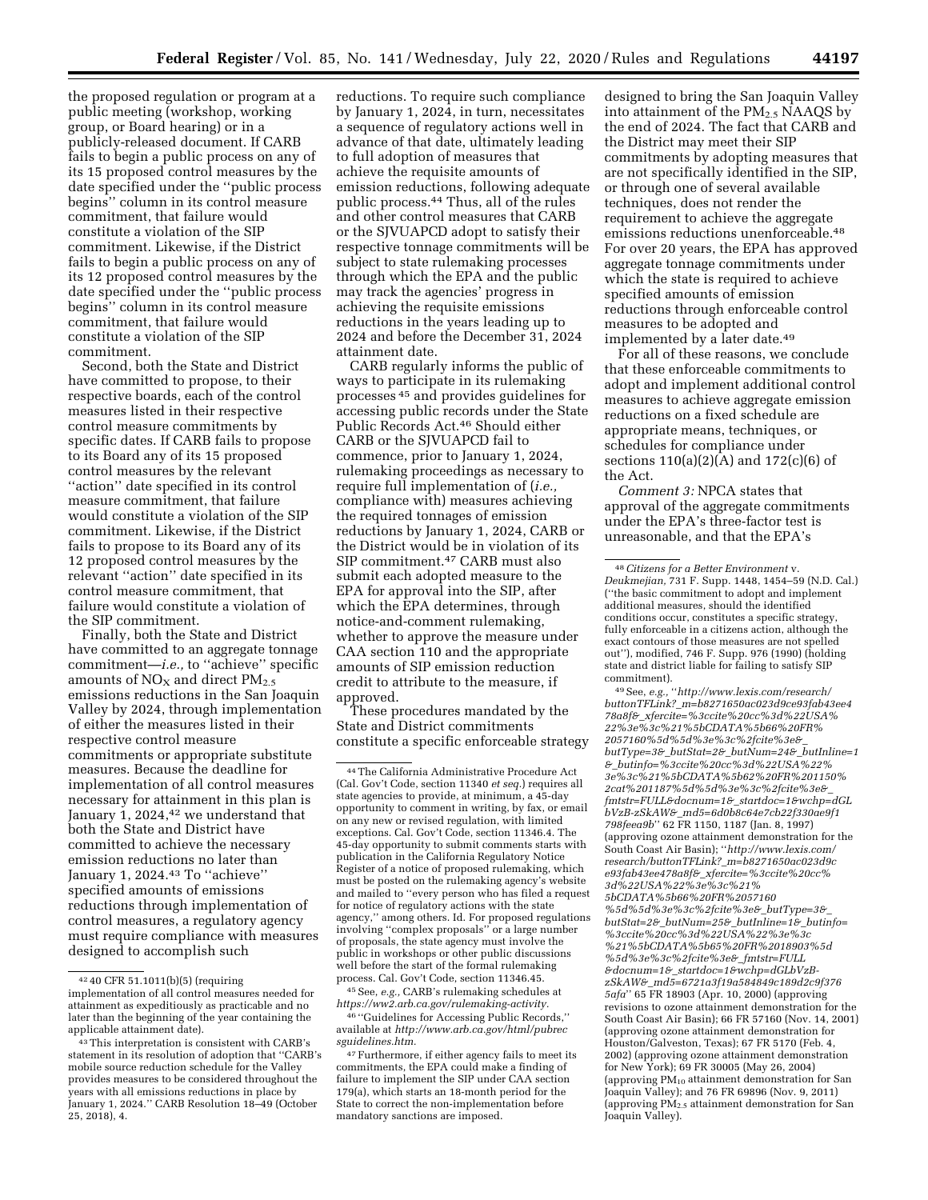the proposed regulation or program at a public meeting (workshop, working group, or Board hearing) or in a publicly-released document. If CARB fails to begin a public process on any of its 15 proposed control measures by the date specified under the "public process begins" column in its control measure commitment, that failure would constitute a violation of the SIP commitment. Likewise, if the District fails to begin a public process on any of its 12 proposed control measures by the date specified under the "public process begins" column in its control measure commitment, that failure would constitute a violation of the SIP commitment.

Second, both the State and District have committed to propose, to their respective boards, each of the control measures listed in their respective control measure commitments by specific dates. If CARB fails to propose to its Board any of its 15 proposed control measures by the relevant "action" date specified in its control measure commitment, that failure would constitute a violation of the SIP commitment. Likewise, if the District fails to propose to its Board any of its 12 proposed control measures by the relevant "action" date specified in its control measure commitment, that failure would constitute a violation of the SIP commitment.

Finally, both the State and District have committed to an aggregate tonnage commitment—*i.e.,* to "achieve" specific amounts of $NO_X$ and direct $PM_{2.5}$ emissions reductions in the San Joaquin Valley by 2024, through implementation of either the measures listed in their respective control measure commitments or appropriate substitute measures. Because the deadline for implementation of all control measures necessary for attainment in this plan is January 1, 2024,[42] we understand that both the State and District have committed to achieve the necessary emission reductions no later than January 1, 2024.[43] To "achieve" specified amounts of emissions reductions through implementation of control measures, a regulatory agency must require compliance with measures designed to accomplish such reductions. To require such compliance by January 1, 2024, in turn, necessitates a sequence of regulatory actions well in advance of that date, ultimately leading to full adoption of measures that achieve the requisite amounts of emission reductions, following adequate public process.[44] Thus, all of the rules and other control measures that CARB or the SJVUAPCD adopt to satisfy their respective tonnage commitments will be subject to state rulemaking processes through which the EPA and the public may track the agencies' progress in achieving the requisite emissions reductions in the years leading up to 2024 and before the December 31, 2024 attainment date.

CARB regularly informs the public of ways to participate in its rulemaking processes[45] and provides guidelines for accessing public records under the State Public Records Act.[46] Should either CARB or the SJVUAPCD fail to commence, prior to January 1, 2024, rulemaking proceedings as necessary to require full implementation of (*i.e.,* compliance with) measures achieving the required tonnages of emission reductions by January 1, 2024, CARB or the District would be in violation of its SIP commitment.[47] CARB must also submit each adopted measure to the EPA for approval into the SIP, after which the EPA determines, through notice-and-comment rulemaking, whether to approve the measure under CAA section 110 and the appropriate amounts of SIP emission reduction credit to attribute to the measure, if approved.

These procedures mandated by the State and District commitments constitute a specific enforceable strategy designed to bring the San Joaquin Valley into attainment of the $PM_{2.5}$ NAAQS by the end of 2024. The fact that CARB and the District may meet their SIP commitments by adopting measures that are not specifically identified in the SIP, or through one of several available techniques, does not render the requirement to achieve the aggregate emissions reductions unenforceable.[48] For over 20 years, the EPA has approved aggregate tonnage commitments under which the state is required to achieve specified amounts of emission reductions through enforceable control measures to be adopted and implemented by a later date.[49]

For all of these reasons, we conclude that these enforceable commitments to adopt and implement additional control measures to achieve aggregate emission reductions on a fixed schedule are appropriate means, techniques, or schedules for compliance under sections 110(a)(2)(A) and 172(c)(6) of the Act.

*Comment 3:* NPCA states that approval of the aggregate commitments under the EPA's three-factor test is unreasonable, and that the EPA's

---

[42] 40 CFR 51.1011(b)(5) (requiring implementation of all control measures needed for attainment as expeditiously as practicable and no later than the beginning of the year containing the applicable attainment date).

[43] This interpretation is consistent with CARB's statement in its resolution of adoption that "CARB's mobile source reduction schedule for the Valley provides measures to be considered throughout the years with all emissions reductions in place by January 1, 2024." CARB Resolution 18–49 (October 25, 2018), 4.

[44] The California Administrative Procedure Act (Cal. Gov't Code, section 11340 *et seq.*) requires all state agencies to provide, at minimum, a 45-day opportunity to comment in writing, by fax, or email on any new or revised regulation, with limited exceptions. Cal. Gov't Code, section 11346.4. The 45-day opportunity to submit comments starts with publication in the California Regulatory Notice Register of a notice of proposed rulemaking, which must be posted on the rulemaking agency's website and mailed to "every person who has filed a request for notice of regulatory actions with the state agency," among others. Id. For proposed regulations involving "complex proposals" or a large number of proposals, the state agency must involve the public in workshops or other public discussions well before the start of the formal rulemaking process. Cal. Gov't Code, section 11346.45.

[45] See, *e.g.,* CARB's rulemaking schedules at *https://ww2.arb.ca.gov/rulemaking-activity.*

[46] "Guidelines for Accessing Public Records," available at *http://www.arb.ca.gov/html/pubrecsguidelines.htm.*

[47] Furthermore, if either agency fails to meet its commitments, the EPA could make a finding of failure to implement the SIP under CAA section 179(a), which starts an 18-month period for the State to correct the non-implementation before mandatory sanctions are imposed.

[48] *Citizens for a Better Environment* v. *Deukmejian,* 731 F. Supp. 1448, 1454–59 (N.D. Cal.) ("the basic commitment to adopt and implement additional measures, should the identified conditions occur, constitutes a specific strategy, fully enforceable in a citizens action, although the exact contours of those measures are not spelled out"), modified, 746 F. Supp. 976 (1990) (holding state and district liable for failing to satisfy SIP commitment).

[49] See, *e.g.,* "*http://www.lexis.com/research/buttonTFLink?_m=b8271650ac023d9ce93fab43ee478a8f&_xfercite=%3ccite%20cc%3d%22USA%22%3e%3c%21%5bCDATA%5b66%20FR%2057160%5d%5d%3e%3c%2fcite%3e&_butType=3&_butStat=2&_butNum=24&_butInline=1&_butinfo=%3ccite%20cc%3d%22USA%22%3e%3c%21%5bCDATA%5b62%20FR%201150%2cat%201187%5d%5d%3e%3c%2fcite%3e&_fmtstr=FULL&docnum=1&_startdoc=1&wchp=dGLbVzB-zSkAW&_md5=6d0b8c64e7cb22f330ae9f1798feea9b*" 62 FR 1150, 1187 (Jan. 8, 1997) (approving ozone attainment demonstration for the South Coast Air Basin); "*http://www.lexis.com/research/buttonTFLink?_m=b8271650ac023d9ce93fab43ee478a8f&_xfercite=%3ccite%20cc%3d%22USA%22%3e%3c%21%5bCDATA%5b66%20FR%2057160%5d%5d%3e%3c%2fcite%3e&_butType=3&_butStat=2&_butNum=25&_butInline=1&_butinfo=%3ccite%20cc%3d%22USA%22%3e%3c%21%5bCDATA%5b65%20FR%2018903%5d%5d%3e%3c%2fcite%3e&_fmtstr=FULL&docnum=1&_startdoc=1&wchp=dGLbVzB-zSkAW&_md5=6721a3f19a584849c189d2c9f3765afa*" 65 FR 18903 (Apr. 10, 2000) (approving revisions to ozone attainment demonstration for the South Coast Air Basin); 66 FR 57160 (Nov. 14, 2001) (approving ozone attainment demonstration for Houston/Galveston, Texas); 67 FR 5170 (Feb. 4, 2002) (approving ozone attainment demonstration for New York); 69 FR 30005 (May 26, 2004) (approving $PM_{10}$ attainment demonstration for San Joaquin Valley); and 76 FR 69896 (Nov. 9, 2011) (approving $PM_{2.5}$ attainment demonstration for San Joaquin Valley).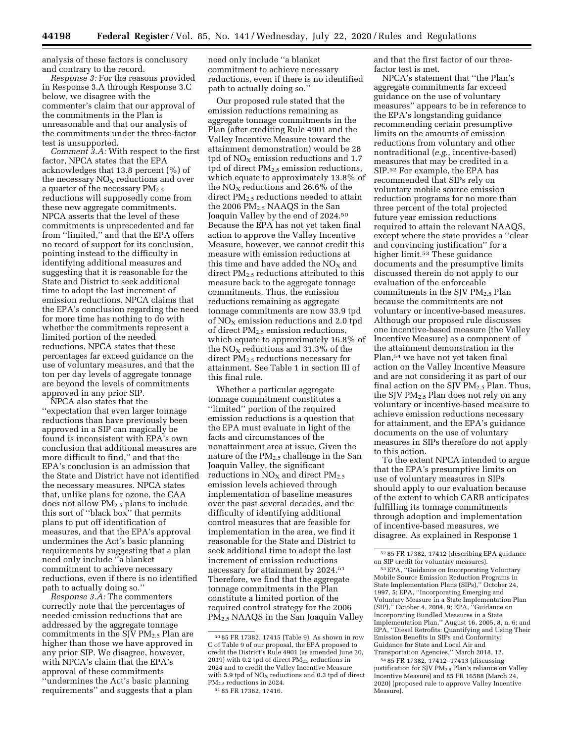analysis of these factors is conclusory and contrary to the record.

*Response 3:* For the reasons provided in Response 3.A through Response 3.C below, we disagree with the commenter's claim that our approval of the commitments in the Plan is unreasonable and that our analysis of the commitments under the three-factor test is unsupported.

*Comment 3.A:* With respect to the first factor, NPCA states that the EPA acknowledges that 13.8 percent (%) of the necessary $NO_X$ reductions and over a quarter of the necessary $PM_{2.5}$ reductions will supposedly come from these new aggregate commitments. NPCA asserts that the level of these commitments is unprecedented and far from "limited," and that the EPA offers no record of support for its conclusion, pointing instead to the difficulty in identifying additional measures and suggesting that it is reasonable for the State and District to seek additional time to adopt the last increment of emission reductions. NPCA claims that the EPA's conclusion regarding the need for more time has nothing to do with whether the commitments represent a limited portion of the needed reductions. NPCA states that these percentages far exceed guidance on the use of voluntary measures, and that the ton per day levels of aggregate tonnage are beyond the levels of commitments approved in any prior SIP.

NPCA also states that the "expectation that even larger tonnage reductions than have previously been approved in a SIP can magically be found is inconsistent with EPA's own conclusion that additional measures are more difficult to find," and that the EPA's conclusion is an admission that the State and District have not identified the necessary measures. NPCA states that, unlike plans for ozone, the CAA does not allow $PM_{2.5}$ plans to include this sort of "black box" that permits plans to put off identification of measures, and that the EPA's approval undermines the Act's basic planning requirements by suggesting that a plan need only include "a blanket commitment to achieve necessary reductions, even if there is no identified path to actually doing so."

*Response 3.A:* The commenters correctly note that the percentages of needed emission reductions that are addressed by the aggregate tonnage commitments in the SJV $PM_{2.5}$ Plan are higher than those we have approved in any prior SIP. We disagree, however, with NPCA's claim that the EPA's approval of these commitments "undermines the Act's basic planning requirements" and suggests that a plan need only include "a blanket commitment to achieve necessary reductions, even if there is no identified path to actually doing so."

Our proposed rule stated that the emission reductions remaining as aggregate tonnage commitments in the Plan (after crediting Rule 4901 and the Valley Incentive Measure toward the attainment demonstration) would be 28 tpd of $NO_X$ emission reductions and 1.7 tpd of direct $PM_{2.5}$ emission reductions, which equate to approximately 13.8% of the $NO_X$ reductions and 26.6% of the direct $PM_{2.5}$ reductions needed to attain the 2006 $PM_{2.5}$ NAAQS in the San Joaquin Valley by the end of 2024.[50] Because the EPA has not yet taken final action to approve the Valley Incentive Measure, however, we cannot credit this measure with emission reductions at this time and have added the $NO_X$ and direct $PM_{2.5}$ reductions attributed to this measure back to the aggregate tonnage commitments. Thus, the emission reductions remaining as aggregate tonnage commitments are now 33.9 tpd of $NO_X$ emission reductions and 2.0 tpd of direct $PM_{2.5}$ emission reductions, which equate to approximately 16.8% of the $NO_X$ reductions and 31.3% of the direct $PM_{2.5}$ reductions necessary for attainment. See Table 1 in section III of this final rule.

Whether a particular aggregate tonnage commitment constitutes a "limited" portion of the required emission reductions is a question that the EPA must evaluate in light of the facts and circumstances of the nonattainment area at issue. Given the nature of the $PM_{2.5}$ challenge in the San Joaquin Valley, the significant reductions in $NO_X$ and direct $PM_{2.5}$ emission levels achieved through implementation of baseline measures over the past several decades, and the difficulty of identifying additional control measures that are feasible for implementation in the area, we find it reasonable for the State and District to seek additional time to adopt the last increment of emission reductions necessary for attainment by 2024.[51] Therefore, we find that the aggregate tonnage commitments in the Plan constitute a limited portion of the required control strategy for the 2006 $PM_{2.5}$ NAAQS in the San Joaquin Valley and that the first factor of our three-factor test is met.

NPCA's statement that "the Plan's aggregate commitments far exceed guidance on the use of voluntary measures" appears to be in reference to the EPA's longstanding guidance recommending certain presumptive limits on the amounts of emission reductions from voluntary and other nontraditional (*e.g.,* incentive-based) measures that may be credited in a SIP.[52] For example, the EPA has recommended that SIPs rely on voluntary mobile source emission reduction programs for no more than three percent of the total projected future year emission reductions required to attain the relevant NAAQS, except where the state provides a "clear and convincing justification" for a higher limit.[53] These guidance documents and the presumptive limits discussed therein do not apply to our evaluation of the enforceable commitments in the SJV $PM_{2.5}$ Plan because the commitments are not voluntary or incentive-based measures. Although our proposed rule discusses one incentive-based measure (the Valley Incentive Measure) as a component of the attainment demonstration in the Plan,[54] we have not yet taken final action on the Valley Incentive Measure and are not considering it as part of our final action on the SJV $PM_{2.5}$ Plan. Thus, the SJV $PM_{2.5}$ Plan does not rely on any voluntary or incentive-based measure to achieve emission reductions necessary for attainment, and the EPA's guidance documents on the use of voluntary measures in SIPs therefore do not apply to this action.

To the extent NPCA intended to argue that the EPA's presumptive limits on use of voluntary measures in SIPs should apply to our evaluation because of the extent to which CARB anticipates fulfilling its tonnage commitments through adoption and implementation of incentive-based measures, we disagree. As explained in Response 1

---

[50] 85 FR 17382, 17415 (Table 9). As shown in row C of Table 9 of our proposal, the EPA proposed to credit the District's Rule 4901 (as amended June 20, 2019) with 0.2 tpd of direct $PM_{2.5}$ reductions in 2024 and to credit the Valley Incentive Measure with 5.9 tpd of $NO_X$ reductions and 0.3 tpd of direct $PM_{2.5}$ reductions in 2024.

[51] 85 FR 17382, 17416.

[52] 85 FR 17382, 17412 (describing EPA guidance on SIP credit for voluntary measures).

[53] EPA, "Guidance on Incorporating Voluntary Mobile Source Emission Reduction Programs in State Implementation Plans (SIPs)," October 24, 1997, 5; EPA, "Incorporating Emerging and Voluntary Measure in a State Implementation Plan (SIP)," October 4, 2004, 9; EPA, "Guidance on Incorporating Bundled Measures in a State Implementation Plan," August 16, 2005, 8, n. 6; and EPA, "Diesel Retrofits: Quantifying and Using Their Emission Benefits in SIPs and Conformity: Guidance for State and Local Air and Transportation Agencies," March 2018, 12.

[54] 85 FR 17382, 17412–17413 (discussing justification for SJV $PM_{2.5}$ Plan's reliance on Valley Incentive Measure) and 85 FR 16588 (March 24, 2020) (proposed rule to approve Valley Incentive Measure).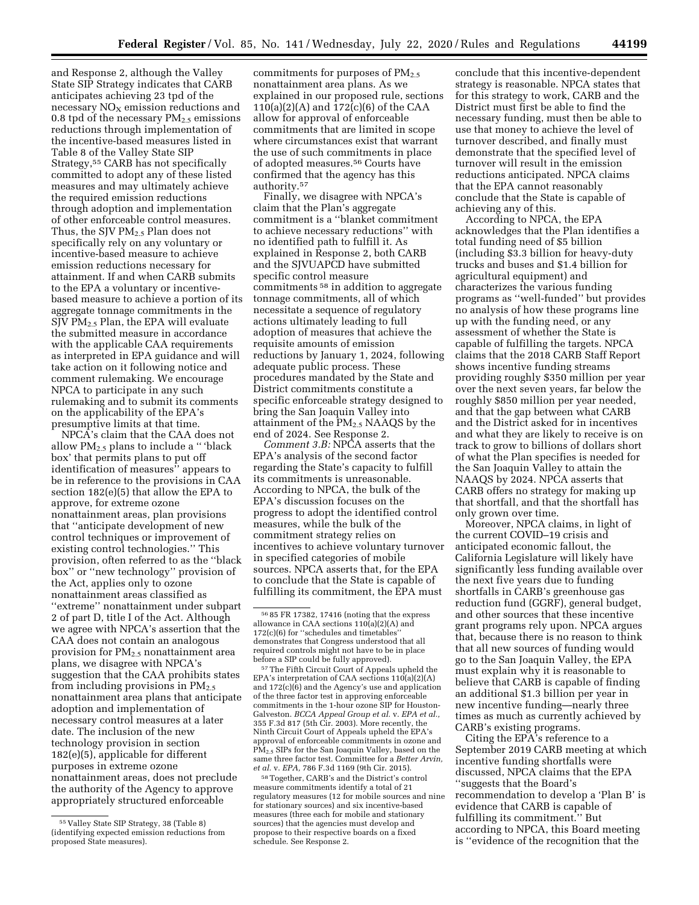and Response 2, although the Valley State SIP Strategy indicates that CARB anticipates achieving 23 tpd of the necessary $NO_X$ emission reductions and 0.8 tpd of the necessary $PM_{2.5}$ emissions reductions through implementation of the incentive-based measures listed in Table 8 of the Valley State SIP Strategy,[55] CARB has not specifically committed to adopt any of these listed measures and may ultimately achieve the required emission reductions through adoption and implementation of other enforceable control measures. Thus, the SJV $PM_{2.5}$ Plan does not specifically rely on any voluntary or incentive-based measure to achieve emission reductions necessary for attainment. If and when CARB submits to the EPA a voluntary or incentive-based measure to achieve a portion of its aggregate tonnage commitments in the SJV $PM_{2.5}$ Plan, the EPA will evaluate the submitted measure in accordance with the applicable CAA requirements as interpreted in EPA guidance and will take action on it following notice and comment rulemaking. We encourage NPCA to participate in any such rulemaking and to submit its comments on the applicability of the EPA's presumptive limits at that time.

NPCA's claim that the CAA does not allow $PM_{2.5}$ plans to include a "'black box' that permits plans to put off identification of measures" appears to be in reference to the provisions in CAA section 182(e)(5) that allow the EPA to approve, for extreme ozone nonattainment areas, plan provisions that "anticipate development of new control techniques or improvement of existing control technologies." This provision, often referred to as the "black box" or "new technology" provision of the Act, applies only to ozone nonattainment areas classified as "extreme" nonattainment under subpart 2 of part D, title I of the Act. Although we agree with NPCA's assertion that the CAA does not contain an analogous provision for $PM_{2.5}$ nonattainment area plans, we disagree with NPCA's suggestion that the CAA prohibits states from including provisions in $PM_{2.5}$ nonattainment area plans that anticipate adoption and implementation of necessary control measures at a later date. The inclusion of the new technology provision in section 182(e)(5), applicable for different purposes in extreme ozone nonattainment areas, does not preclude the authority of the Agency to approve appropriately structured enforceable commitments for purposes of $PM_{2.5}$ nonattainment area plans. As we explained in our proposed rule, sections 110(a)(2)(A) and 172(c)(6) of the CAA allow for approval of enforceable commitments that are limited in scope where circumstances exist that warrant the use of such commitments in place of adopted measures.[56] Courts have confirmed that the agency has this authority.[57]

Finally, we disagree with NPCA's claim that the Plan's aggregate commitment is a "blanket commitment to achieve necessary reductions" with no identified path to fulfill it. As explained in Response 2, both CARB and the SJVUAPCD have submitted specific control measure commitments[58] in addition to aggregate tonnage commitments, all of which necessitate a sequence of regulatory actions ultimately leading to full adoption of measures that achieve the requisite amounts of emission reductions by January 1, 2024, following adequate public process. These procedures mandated by the State and District commitments constitute a specific enforceable strategy designed to bring the San Joaquin Valley into attainment of the $PM_{2.5}$ NAAQS by the end of 2024. See Response 2.

*Comment 3.B:* NPCA asserts that the EPA's analysis of the second factor regarding the State's capacity to fulfill its commitments is unreasonable. According to NPCA, the bulk of the EPA's discussion focuses on the progress to adopt the identified control measures, while the bulk of the commitment strategy relies on incentives to achieve voluntary turnover in specified categories of mobile sources. NPCA asserts that, for the EPA to conclude that the State is capable of fulfilling its commitment, the EPA must conclude that this incentive-dependent strategy is reasonable. NPCA states that for this strategy to work, CARB and the District must first be able to find the necessary funding, must then be able to use that money to achieve the level of turnover described, and finally must demonstrate that the specified level of turnover will result in the emission reductions anticipated. NPCA claims that the EPA cannot reasonably conclude that the State is capable of achieving any of this.

According to NPCA, the EPA acknowledges that the Plan identifies a total funding need of $5 billion (including $3.3 billion for heavy-duty trucks and buses and $1.4 billion for agricultural equipment) and characterizes the various funding programs as "well-funded" but provides no analysis of how these programs line up with the funding need, or any assessment of whether the State is capable of fulfilling the targets. NPCA claims that the 2018 CARB Staff Report shows incentive funding streams providing roughly $350 million per year over the next seven years, far below the roughly $850 million per year needed, and that the gap between what CARB and the District asked for in incentives and what they are likely to receive is on track to grow to billions of dollars short of what the Plan specifies is needed for the San Joaquin Valley to attain the NAAQS by 2024. NPCA asserts that CARB offers no strategy for making up that shortfall, and that the shortfall has only grown over time.

Moreover, NPCA claims, in light of the current COVID–19 crisis and anticipated economic fallout, the California Legislature will likely have significantly less funding available over the next five years due to funding shortfalls in CARB's greenhouse gas reduction fund (GGRF), general budget, and other sources that these incentive grant programs rely upon. NPCA argues that, because there is no reason to think that all new sources of funding would go to the San Joaquin Valley, the EPA must explain why it is reasonable to believe that CARB is capable of finding an additional $1.3 billion per year in new incentive funding—nearly three times as much as currently achieved by CARB's existing programs.

Citing the EPA's reference to a September 2019 CARB meeting at which incentive funding shortfalls were discussed, NPCA claims that the EPA "suggests that the Board's recommendation to develop a 'Plan B' is evidence that CARB is capable of fulfilling its commitment." But according to NPCA, this Board meeting is "evidence of the recognition that the

---

[55] Valley State SIP Strategy, 38 (Table 8) (identifying expected emission reductions from proposed State measures).

[56] 85 FR 17382, 17416 (noting that the express allowance in CAA sections 110(a)(2)(A) and 172(c)(6) for "schedules and timetables" demonstrates that Congress understood that all required controls might not have to be in place before a SIP could be fully approved).

[57] The Fifth Circuit Court of Appeals upheld the EPA's interpretation of CAA sections 110(a)(2)(A) and 172(c)(6) and the Agency's use and application of the three factor test in approving enforceable commitments in the 1-hour ozone SIP for Houston-Galveston. *BCCA Appeal Group et al.* v. *EPA et al.,* 355 F.3d 817 (5th Cir. 2003). More recently, the Ninth Circuit Court of Appeals upheld the EPA's approval of enforceable commitments in ozone and $PM_{2.5}$ SIPs for the San Joaquin Valley, based on the same three factor test. Committee for a *Better Arvin, et al.* v. *EPA,* 786 F.3d 1169 (9th Cir. 2015).

[58] Together, CARB's and the District's control measure commitments identify a total of 21 regulatory measures (12 for mobile sources and nine for stationary sources) and six incentive-based measures (three each for mobile and stationary sources) that the agencies must develop and propose to their respective boards on a fixed schedule. See Response 2.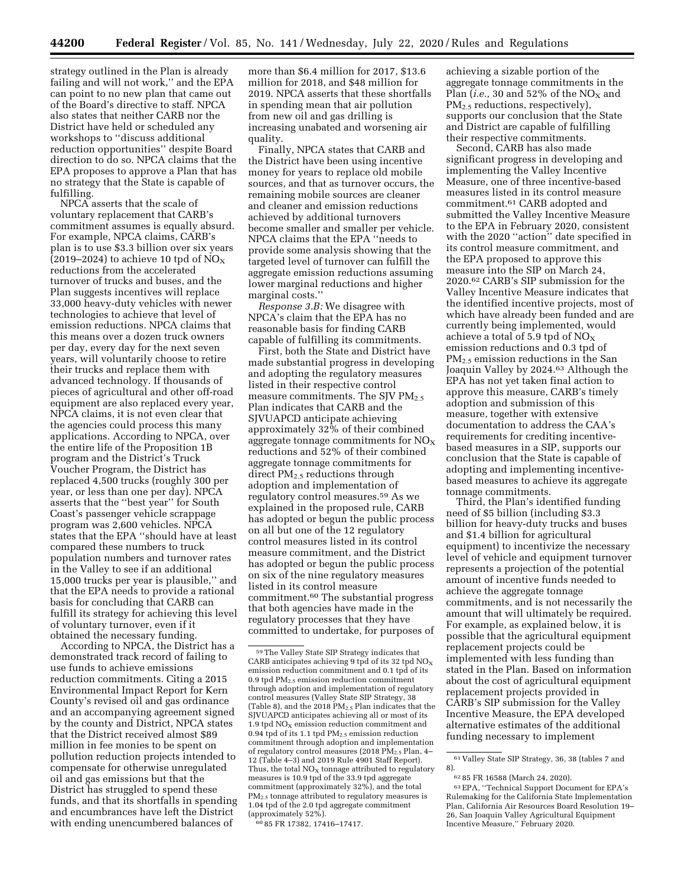strategy outlined in the Plan is already failing and will not work,'' and the EPA can point to no new plan that came out of the Board's directive to staff. NPCA also states that neither CARB nor the District have held or scheduled any workshops to ''discuss additional reduction opportunities'' despite Board direction to do so. NPCA claims that the EPA proposes to approve a Plan that has no strategy that the State is capable of fulfilling.

NPCA asserts that the scale of voluntary replacement that CARB's commitment assumes is equally absurd. For example, NPCA claims, CARB's plan is to use $3.3 billion over six years (2019–2024) to achieve 10 tpd of $NO_X$ reductions from the accelerated turnover of trucks and buses, and the Plan suggests incentives will replace 33,000 heavy-duty vehicles with newer technologies to achieve that level of emission reductions. NPCA claims that this means over a dozen truck owners per day, every day for the next seven years, will voluntarily choose to retire their trucks and replace them with advanced technology. If thousands of pieces of agricultural and other off-road equipment are also replaced every year, NPCA claims, it is not even clear that the agencies could process this many applications. According to NPCA, over the entire life of the Proposition 1B program and the District's Truck Voucher Program, the District has replaced 4,500 trucks (roughly 300 per year, or less than one per day). NPCA asserts that the ''best year'' for South Coast's passenger vehicle scrappage program was 2,600 vehicles. NPCA states that the EPA ''should have at least compared these numbers to truck population numbers and turnover rates in the Valley to see if an additional 15,000 trucks per year is plausible,'' and that the EPA needs to provide a rational basis for concluding that CARB can fulfill its strategy for achieving this level of voluntary turnover, even if it obtained the necessary funding.

According to NPCA, the District has a demonstrated track record of failing to use funds to achieve emissions reduction commitments. Citing a 2015 Environmental Impact Report for Kern County's revised oil and gas ordinance and an accompanying agreement signed by the county and District, NPCA states that the District received almost $89 million in fee monies to be spent on pollution reduction projects intended to compensate for otherwise unregulated oil and gas emissions but that the District has struggled to spend these funds, and that its shortfalls in spending and encumbrances have left the District with ending unencumbered balances of more than $6.4 million for 2017, $13.6 million for 2018, and $48 million for 2019. NPCA asserts that these shortfalls in spending mean that air pollution from new oil and gas drilling is increasing unabated and worsening air quality.

Finally, NPCA states that CARB and the District have been using incentive money for years to replace old mobile sources, and that as turnover occurs, the remaining mobile sources are cleaner and cleaner and emission reductions achieved by additional turnovers become smaller and smaller per vehicle. NPCA claims that the EPA ''needs to provide some analysis showing that the targeted level of turnover can fulfill the aggregate emission reductions assuming lower marginal reductions and higher marginal costs.''

*Response 3.B:* We disagree with NPCA's claim that the EPA has no reasonable basis for finding CARB capable of fulfilling its commitments.

First, both the State and District have made substantial progress in developing and adopting the regulatory measures listed in their respective control measure commitments. The SJV $PM_{2.5}$ Plan indicates that CARB and the SJVUAPCD anticipate achieving approximately 32% of their combined aggregate tonnage commitments for $NO_X$ reductions and 52% of their combined aggregate tonnage commitments for direct $PM_{2.5}$ reductions through adoption and implementation of regulatory control measures.[59] As we explained in the proposed rule, CARB has adopted or begun the public process on all but one of the 12 regulatory control measures listed in its control measure commitment, and the District has adopted or begun the public process on six of the nine regulatory measures listed in its control measure commitment.[60] The substantial progress that both agencies have made in the regulatory processes that they have committed to undertake, for purposes of achieving a sizable portion of the aggregate tonnage commitments in the Plan (*i.e.,* 30 and 52% of the $NO_X$ and $PM_{2.5}$ reductions, respectively), supports our conclusion that the State and District are capable of fulfilling their respective commitments.

Second, CARB has also made significant progress in developing and implementing the Valley Incentive Measure, one of three incentive-based measures listed in its control measure commitment.[61] CARB adopted and submitted the Valley Incentive Measure to the EPA in February 2020, consistent with the 2020 ''action'' date specified in its control measure commitment, and the EPA proposed to approve this measure into the SIP on March 24, 2020.[62] CARB's SIP submission for the Valley Incentive Measure indicates that the identified incentive projects, most of which have already been funded and are currently being implemented, would achieve a total of 5.9 tpd of $NO_X$ emission reductions and 0.3 tpd of $PM_{2.5}$ emission reductions in the San Joaquin Valley by 2024.[63] Although the EPA has not yet taken final action to approve this measure, CARB's timely adoption and submission of this measure, together with extensive documentation to address the CAA's requirements for crediting incentive-based measures in a SIP, supports our conclusion that the State is capable of adopting and implementing incentive-based measures to achieve its aggregate tonnage commitments.

Third, the Plan's identified funding need of $5 billion (including $3.3 billion for heavy-duty trucks and buses and $1.4 billion for agricultural equipment) to incentivize the necessary level of vehicle and equipment turnover represents a projection of the potential amount of incentive funds needed to achieve the aggregate tonnage commitments, and is not necessarily the amount that will ultimately be required. For example, as explained below, it is possible that the agricultural equipment replacement projects could be implemented with less funding than stated in the Plan. Based on information about the cost of agricultural equipment replacement projects provided in CARB's SIP submission for the Valley Incentive Measure, the EPA developed alternative estimates of the additional funding necessary to implement

---

[59] The Valley State SIP Strategy indicates that CARB anticipates achieving 9 tpd of its 32 tpd $NO_X$ emission reduction commitment and 0.1 tpd of its 0.9 tpd $PM_{2.5}$ emission reduction commitment through adoption and implementation of regulatory control measures (Valley State SIP Strategy, 38 (Table 8), and the 2018 $PM_{2.5}$ Plan indicates that the SJVUAPCD anticipates achieving all or most of its 1.9 tpd $NO_X$ emission reduction commitment and 0.94 tpd of its 1.1 tpd $PM_{2.5}$ emission reduction commitment through adoption and implementation of regulatory control measures (2018 $PM_{2.5}$ Plan, 4–12 (Table 4–3) and 2019 Rule 4901 Staff Report). Thus, the total $NO_X$ tonnage attributed to regulatory measures is 10.9 tpd of the 33.9 tpd aggregate commitment (approximately 32%), and the total $PM_{2.5}$ tonnage attributed to regulatory measures is 1.04 tpd of the 2.0 tpd aggregate commitment (approximately 52%).

[60] 85 FR 17382, 17416–17417.

[61] Valley State SIP Strategy, 36, 38 (tables 7 and 8).

[62] 85 FR 16588 (March 24, 2020).

[63] EPA, ''Technical Support Document for EPA's Rulemaking for the California State Implementation Plan, California Air Resources Board Resolution 19–26, San Joaquin Valley Agricultural Equipment Incentive Measure,'' February 2020.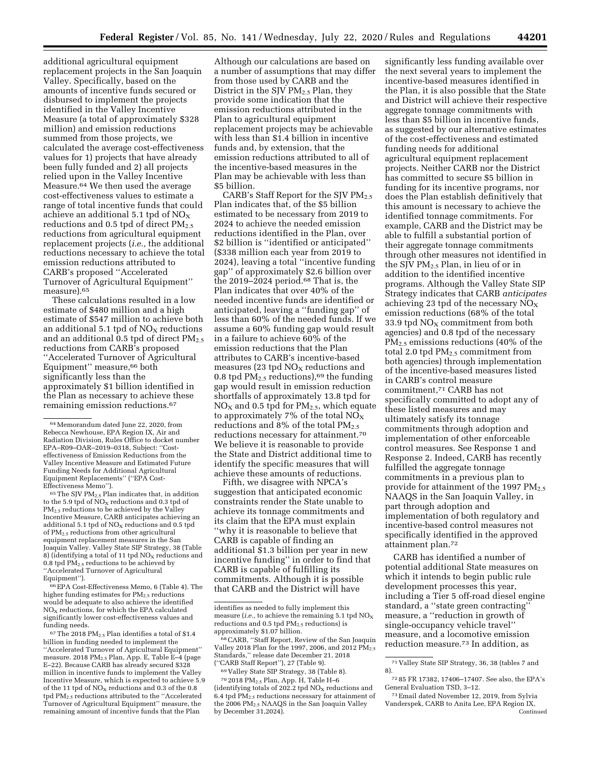additional agricultural equipment replacement projects in the San Joaquin Valley. Specifically, based on the amounts of incentive funds secured or disbursed to implement the projects identified in the Valley Incentive Measure (a total of approximately $328 million) and emission reductions summed from those projects, we calculated the average cost-effectiveness values for 1) projects that have already been fully funded and 2) all projects relied upon in the Valley Incentive Measure.[64] We then used the average cost-effectiveness values to estimate a range of total incentive funds that could achieve an additional 5.1 tpd of $NO_X$ reductions and 0.5 tpd of direct $PM_{2.5}$ reductions from agricultural equipment replacement projects (*i.e.,* the additional reductions necessary to achieve the total emission reductions attributed to CARB's proposed "Accelerated Turnover of Agricultural Equipment" measure).[65]

These calculations resulted in a low estimate of $480 million and a high estimate of $547 million to achieve both an additional 5.1 tpd of $NO_X$ reductions and an additional 0.5 tpd of direct $PM_{2.5}$ reductions from CARB's proposed "Accelerated Turnover of Agricultural Equipment" measure,[66] both significantly less than the approximately $1 billion identified in the Plan as necessary to achieve these remaining emission reductions.[67]

Although our calculations are based on a number of assumptions that may differ from those used by CARB and the District in the SJV $PM_{2.5}$ Plan, they provide some indication that the emission reductions attributed in the Plan to agricultural equipment replacement projects may be achievable with less than $1.4 billion in incentive funds and, by extension, that the emission reductions attributed to all of the incentive-based measures in the Plan may be achievable with less than $5 billion.

CARB's Staff Report for the SJV $PM_{2.5}$ Plan indicates that, of the $5 billion estimated to be necessary from 2019 to 2024 to achieve the needed emission reductions identified in the Plan, over $2 billion is "identified or anticipated" ($338 million each year from 2019 to 2024), leaving a total "incentive funding gap" of approximately $2.6 billion over the 2019–2024 period.[68] That is, the Plan indicates that over 40% of the needed incentive funds are identified or anticipated, leaving a "funding gap" of less than 60% of the needed funds. If we assume a 60% funding gap would result in a failure to achieve 60% of the emission reductions that the Plan attributes to CARB's incentive-based measures (23 tpd $NO_X$ reductions and 0.8 tpd $PM_{2.5}$ reductions),[69] the funding gap would result in emission reduction shortfalls of approximately 13.8 tpd for $NO_X$ and 0.5 tpd for $PM_{2.5}$, which equate to approximately 7% of the total $NO_X$ reductions and 8% of the total $PM_{2.5}$ reductions necessary for attainment.[70] We believe it is reasonable to provide the State and District additional time to identify the specific measures that will achieve these amounts of reductions.

Fifth, we disagree with NPCA's suggestion that anticipated economic constraints render the State unable to achieve its tonnage commitments and its claim that the EPA must explain "why it is reasonable to believe that CARB is capable of finding an additional $1.3 billion per year in new incentive funding" in order to find that CARB is capable of fulfilling its commitments. Although it is possible that CARB and the District will have significantly less funding available over the next several years to implement the incentive-based measures identified in the Plan, it is also possible that the State and District will achieve their respective aggregate tonnage commitments with less than $5 billion in incentive funds, as suggested by our alternative estimates of the cost-effectiveness and estimated funding needs for additional agricultural equipment replacement projects. Neither CARB nor the District has committed to secure $5 billion in funding for its incentive programs, nor does the Plan establish definitively that this amount is necessary to achieve the identified tonnage commitments. For example, CARB and the District may be able to fulfill a substantial portion of their aggregate tonnage commitments through other measures not identified in the SJV $PM_{2.5}$ Plan, in lieu of or in addition to the identified incentive programs. Although the Valley State SIP Strategy indicates that CARB *anticipates* achieving 23 tpd of the necessary $NO_X$ emission reductions (68% of the total 33.9 tpd $NO_X$ commitment from both agencies) and 0.8 tpd of the necessary $PM_{2.5}$ emissions reductions (40% of the total 2.0 tpd $PM_{2.5}$ commitment from both agencies) through implementation of the incentive-based measures listed in CARB's control measure commitment,[71] CARB has not specifically committed to adopt any of these listed measures and may ultimately satisfy its tonnage commitments through adoption and implementation of other enforceable control measures. See Response 1 and Response 2. Indeed, CARB has recently fulfilled the aggregate tonnage commitments in a previous plan to provide for attainment of the 1997 $PM_{2.5}$ NAAQS in the San Joaquin Valley, in part through adoption and implementation of both regulatory and incentive-based control measures not specifically identified in the approved attainment plan.[72]

CARB has identified a number of potential additional State measures on which it intends to begin public rule development processes this year, including a Tier 5 off-road diesel engine standard, a "state green contracting" measure, a "reduction in growth of single-occupancy vehicle travel" measure, and a locomotive emission reduction measure.[73] In addition, as

---

[64] Memorandum dated June 22, 2020, from Rebecca Newhouse, EPA Region IX, Air and Radiation Division, Rules Office to docket number EPA–R09–OAR–2019–0318, Subject: "Cost-effectiveness of Emission Reductions from the Valley Incentive Measure and Estimated Future Funding Needs for Additional Agricultural Equipment Replacements" ("EPA Cost-Effectiveness Memo").

[65] The SJV $PM_{2.5}$ Plan indicates that, in addition to the 5.9 tpd of $NO_X$ reductions and 0.3 tpd of $PM_{2.5}$ reductions to be achieved by the Valley Incentive Measure, CARB anticipates achieving an additional 5.1 tpd of $NO_X$ reductions and 0.5 tpd of $PM_{2.5}$ reductions from other agricultural equipment replacement measures in the San Joaquin Valley. Valley State SIP Strategy, 38 (Table 8) (identifying a total of 11 tpd $NO_X$ reductions and 0.8 tpd $PM_{2.5}$ reductions to be achieved by "Accelerated Turnover of Agricultural Equipment").

[66] EPA Cost-Effectiveness Memo, 6 (Table 4). The higher funding estimates for $PM_{2.5}$ reductions would be adequate to also achieve the identified $NO_X$ reductions, for which the EPA calculated significantly lower cost-effectiveness values and funding needs.

[67] The 2018 $PM_{2.5}$ Plan identifies a total of $1.4 billion in funding needed to implement the "Accelerated Turnover of Agricultural Equipment" measure. 2018 $PM_{2.5}$ Plan, App. E, Table E–4 (page E–22). Because CARB has already secured $328 million in incentive funds to implement the Valley Incentive Measure, which is expected to achieve 5.9 of the 11 tpd of $NO_X$ reductions and 0.3 of the 0.8 tpd $PM_{2.5}$ reductions attributed to the "Accelerated Turnover of Agricultural Equipment" measure, the remaining amount of incentive funds that the Plan identifies as needed to fully implement this measure (*i.e.,* to achieve the remaining 5.1 tpd $NO_X$ reductions and 0.5 tpd $PM_{2.5}$ reductions) is approximately $1.07 billion.

[68] CARB, "Staff Report, Review of the San Joaquin Valley 2018 Plan for the 1997, 2006, and 2012 $PM_{2.5}$ Standards," release date December 21, 2018 ("CARB Staff Report"), 27 (Table 9).

[69] Valley State SIP Strategy, 38 (Table 8).

[70] 2018 $PM_{2.5}$ Plan, App. H, Table H–6 (identifying totals of 202.2 tpd $NO_X$ reductions and 6.4 tpd $PM_{2.5}$ reductions necessary for attainment of the 2006 $PM_{2.5}$ NAAQS in the San Joaquin Valley by December 31,2024).

[71] Valley State SIP Strategy, 36, 38 (tables 7 and 8).

[72] 85 FR 17382, 17406–17407. See also, the EPA's General Evaluation TSD, 3–12.

[73] Email dated November 12, 2019, from Sylvia Vanderspek, CARB to Anita Lee, EPA Region IX, Continued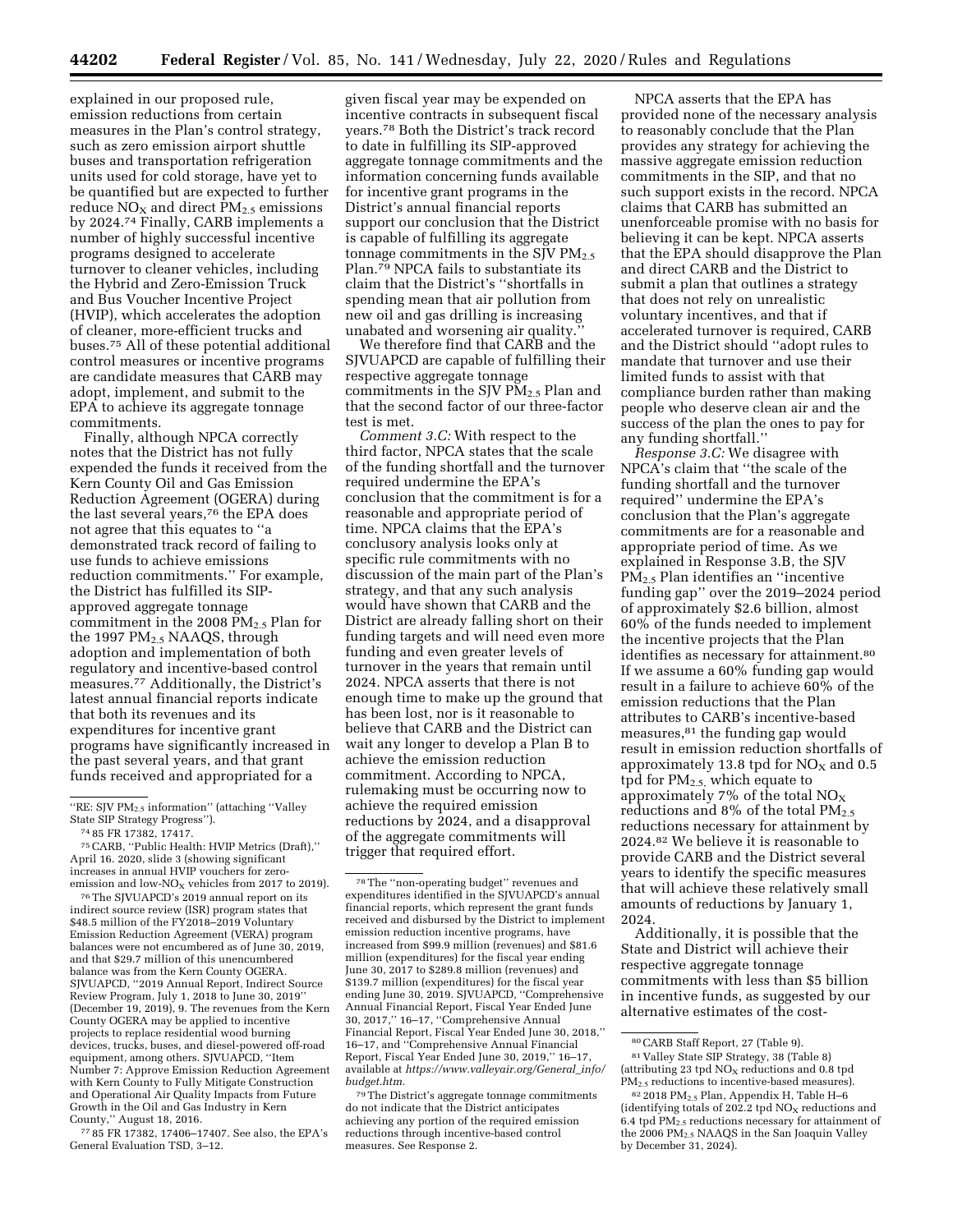explained in our proposed rule, emission reductions from certain measures in the Plan's control strategy, such as zero emission airport shuttle buses and transportation refrigeration units used for cold storage, have yet to be quantified but are expected to further reduce $NO_X$ and direct $PM_{2.5}$ emissions by 2024.[74] Finally, CARB implements a number of highly successful incentive programs designed to accelerate turnover to cleaner vehicles, including the Hybrid and Zero-Emission Truck and Bus Voucher Incentive Project (HVIP), which accelerates the adoption of cleaner, more-efficient trucks and buses.[75] All of these potential additional control measures or incentive programs are candidate measures that CARB may adopt, implement, and submit to the EPA to achieve its aggregate tonnage commitments.

Finally, although NPCA correctly notes that the District has not fully expended the funds it received from the Kern County Oil and Gas Emission Reduction Agreement (OGERA) during the last several years,[76] the EPA does not agree that this equates to "a demonstrated track record of failing to use funds to achieve emissions reduction commitments." For example, the District has fulfilled its SIP-approved aggregate tonnage commitment in the 2008 $PM_{2.5}$ Plan for the 1997 $PM_{2.5}$ NAAQS, through adoption and implementation of both regulatory and incentive-based control measures.[77] Additionally, the District's latest annual financial reports indicate that both its revenues and its expenditures for incentive grant programs have significantly increased in the past several years, and that grant funds received and appropriated for a given fiscal year may be expended on incentive contracts in subsequent fiscal years.[78] Both the District's track record to date in fulfilling its SIP-approved aggregate tonnage commitments and the information concerning funds available for incentive grant programs in the District's annual financial reports support our conclusion that the District is capable of fulfilling its aggregate tonnage commitments in the SJV $PM_{2.5}$ Plan.[79] NPCA fails to substantiate its claim that the District's "shortfalls in spending mean that air pollution from new oil and gas drilling is increasing unabated and worsening air quality."

We therefore find that CARB and the SJVUAPCD are capable of fulfilling their respective aggregate tonnage commitments in the SJV $PM_{2.5}$ Plan and that the second factor of our three-factor test is met.

*Comment 3.C:* With respect to the third factor, NPCA states that the scale of the funding shortfall and the turnover required undermine the EPA's conclusion that the commitment is for a reasonable and appropriate period of time. NPCA claims that the EPA's conclusory analysis looks only at specific rule commitments with no discussion of the main part of the Plan's strategy, and that any such analysis would have shown that CARB and the District are already falling short on their funding targets and will need even more funding and even greater levels of turnover in the years that remain until 2024. NPCA asserts that there is not enough time to make up the ground that has been lost, nor is it reasonable to believe that CARB and the District can wait any longer to develop a Plan B to achieve the emission reduction commitment. According to NPCA, rulemaking must be occurring now to achieve the required emission reductions by 2024, and a disapproval of the aggregate commitments will trigger that required effort.

NPCA asserts that the EPA has provided none of the necessary analysis to reasonably conclude that the Plan provides any strategy for achieving the massive aggregate emission reduction commitments in the SIP, and that no such support exists in the record. NPCA claims that CARB has submitted an unenforceable promise with no basis for believing it can be kept. NPCA asserts that the EPA should disapprove the Plan and direct CARB and the District to submit a plan that outlines a strategy that does not rely on unrealistic voluntary incentives, and that if accelerated turnover is required, CARB and the District should "adopt rules to mandate that turnover and use their limited funds to assist with that compliance burden rather than making people who deserve clean air and the success of the plan the ones to pay for any funding shortfall."

*Response 3.C:* We disagree with NPCA's claim that "the scale of the funding shortfall and the turnover required" undermine the EPA's conclusion that the Plan's aggregate commitments are for a reasonable and appropriate period of time. As we explained in Response 3.B, the SJV $PM_{2.5}$ Plan identifies an "incentive funding gap" over the 2019–2024 period of approximately \$2.6 billion, almost 60% of the funds needed to implement the incentive projects that the Plan identifies as necessary for attainment.[80] If we assume a 60% funding gap would result in a failure to achieve 60% of the emission reductions that the Plan attributes to CARB's incentive-based measures,[81] the funding gap would result in emission reduction shortfalls of approximately 13.8 tpd for $NO_X$ and 0.5 tpd for $PM_{2.5}$, which equate to approximately 7% of the total $NO_X$ reductions and 8% of the total $PM_{2.5}$ reductions necessary for attainment by 2024.[82] We believe it is reasonable to provide CARB and the District several years to identify the specific measures that will achieve these relatively small amounts of reductions by January 1, 2024.

Additionally, it is possible that the State and District will achieve their respective aggregate tonnage commitments with less than \$5 billion in incentive funds, as suggested by our alternative estimates of the cost-

---

"RE: SJV $PM_{2.5}$ information" (attaching "Valley State SIP Strategy Progress").

[74] 85 FR 17382, 17417.

[75] CARB, "Public Health: HVIP Metrics (Draft)," April 16. 2020, slide 3 (showing significant increases in annual HVIP vouchers for zero-emission and low-$NO_X$ vehicles from 2017 to 2019).

[76] The SJVUAPCD's 2019 annual report on its indirect source review (ISR) program states that \$48.5 million of the FY2018–2019 Voluntary Emission Reduction Agreement (VERA) program balances were not encumbered as of June 30, 2019, and that \$29.7 million of this unencumbered balance was from the Kern County OGERA. SJVUAPCD, "2019 Annual Report, Indirect Source Review Program, July 1, 2018 to June 30, 2019" (December 19, 2019), 9. The revenues from the Kern County OGERA may be applied to incentive projects to replace residential wood burning devices, trucks, buses, and diesel-powered off-road equipment, among others. SJVUAPCD, "Item Number 7: Approve Emission Reduction Agreement with Kern County to Fully Mitigate Construction and Operational Air Quality Impacts from Future Growth in the Oil and Gas Industry in Kern County," August 18, 2016.

[77] 85 FR 17382, 17406–17407. See also, the EPA's General Evaluation TSD, 3–12.

[78] The "non-operating budget" revenues and expenditures identified in the SJVUAPCD's annual financial reports, which represent the grant funds received and disbursed by the District to implement emission reduction incentive programs, have increased from \$99.9 million (revenues) and \$81.6 million (expenditures) for the fiscal year ending June 30, 2017 to \$289.8 million (revenues) and \$139.7 million (expenditures) for the fiscal year ending June 30, 2019. SJVUAPCD, "Comprehensive Annual Financial Report, Fiscal Year Ended June 30, 2017," 16–17, "Comprehensive Annual Financial Report, Fiscal Year Ended June 30, 2018," 16–17, and "Comprehensive Annual Financial Report, Fiscal Year Ended June 30, 2019," 16–17, available at *https://www.valleyair.org/General_info/budget.htm*.

[79] The District's aggregate tonnage commitments do not indicate that the District anticipates achieving any portion of the required emission reductions through incentive-based control measures. See Response 2.

[80] CARB Staff Report, 27 (Table 9).

[81] Valley State SIP Strategy, 38 (Table 8) (attributing 23 tpd $NO_X$ reductions and 0.8 tpd $PM_{2.5}$ reductions to incentive-based measures).

[82] 2018 $PM_{2.5}$ Plan, Appendix H, Table H–6 (identifying totals of 202.2 tpd $NO_X$ reductions and 6.4 tpd $PM_{2.5}$ reductions necessary for attainment of the 2006 $PM_{2.5}$ NAAQS in the San Joaquin Valley by December 31, 2024).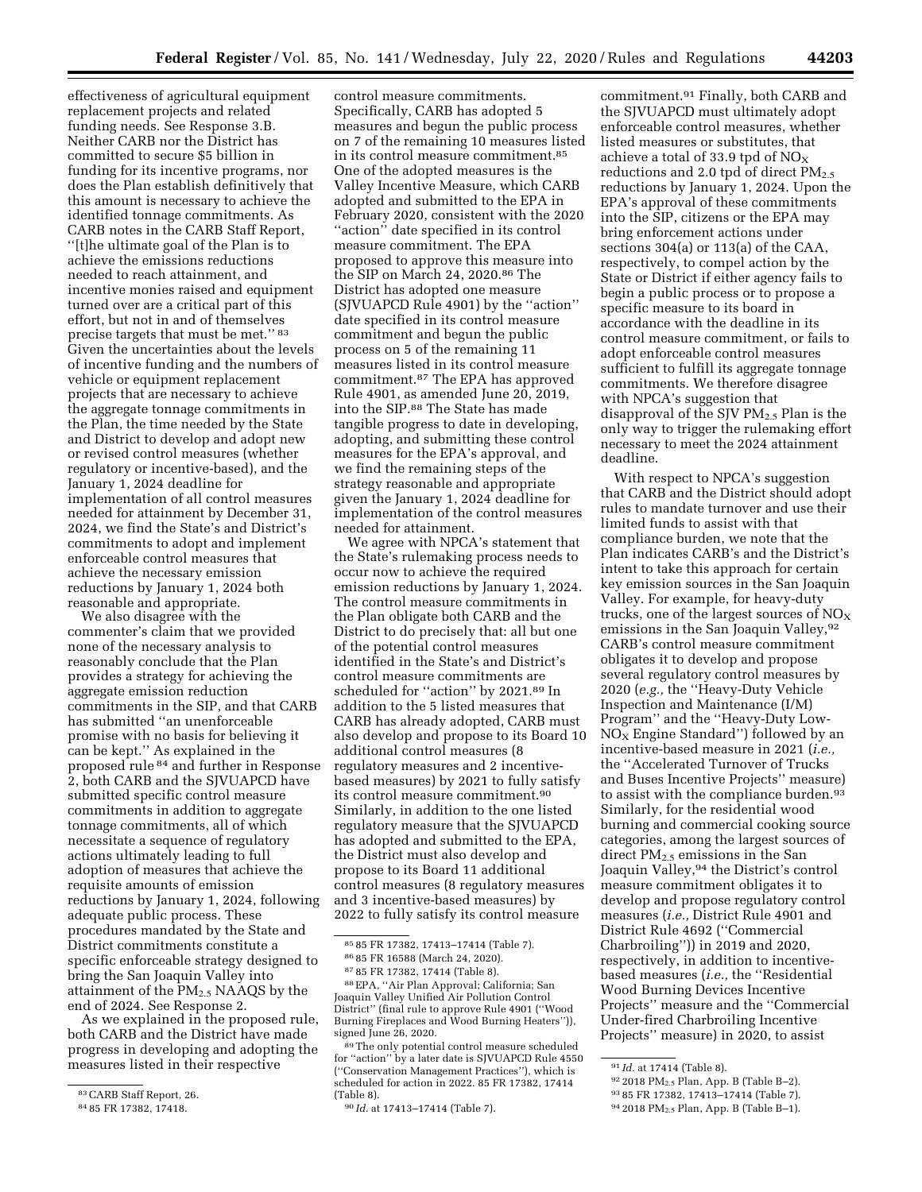effectiveness of agricultural equipment replacement projects and related funding needs. See Response 3.B. Neither CARB nor the District has committed to secure $5 billion in funding for its incentive programs, nor does the Plan establish definitively that this amount is necessary to achieve the identified tonnage commitments. As CARB notes in the CARB Staff Report, ''[t]he ultimate goal of the Plan is to achieve the emissions reductions needed to reach attainment, and incentive monies raised and equipment turned over are a critical part of this effort, but not in and of themselves precise targets that must be met.'' [83] Given the uncertainties about the levels of incentive funding and the numbers of vehicle or equipment replacement projects that are necessary to achieve the aggregate tonnage commitments in the Plan, the time needed by the State and District to develop and adopt new or revised control measures (whether regulatory or incentive-based), and the January 1, 2024 deadline for implementation of all control measures needed for attainment by December 31, 2024, we find the State's and District's commitments to adopt and implement enforceable control measures that achieve the necessary emission reductions by January 1, 2024 both reasonable and appropriate.

We also disagree with the commenter's claim that we provided none of the necessary analysis to reasonably conclude that the Plan provides a strategy for achieving the aggregate emission reduction commitments in the SIP, and that CARB has submitted ''an unenforceable promise with no basis for believing it can be kept.'' As explained in the proposed rule [84] and further in Response 2, both CARB and the SJVUAPCD have submitted specific control measure commitments in addition to aggregate tonnage commitments, all of which necessitate a sequence of regulatory actions ultimately leading to full adoption of measures that achieve the requisite amounts of emission reductions by January 1, 2024, following adequate public process. These procedures mandated by the State and District commitments constitute a specific enforceable strategy designed to bring the San Joaquin Valley into attainment of the $PM_{2.5}$ NAAQS by the end of 2024. See Response 2.

As we explained in the proposed rule, both CARB and the District have made progress in developing and adopting the measures listed in their respective control measure commitments. Specifically, CARB has adopted 5 measures and begun the public process on 7 of the remaining 10 measures listed in its control measure commitment.[85] One of the adopted measures is the Valley Incentive Measure, which CARB adopted and submitted to the EPA in February 2020, consistent with the 2020 ''action'' date specified in its control measure commitment. The EPA proposed to approve this measure into the SIP on March 24, 2020.[86] The District has adopted one measure (SJVUAPCD Rule 4901) by the ''action'' date specified in its control measure commitment and begun the public process on 5 of the remaining 11 measures listed in its control measure commitment.[87] The EPA has approved Rule 4901, as amended June 20, 2019, into the SIP.[88] The State has made tangible progress to date in developing, adopting, and submitting these control measures for the EPA's approval, and we find the remaining steps of the strategy reasonable and appropriate given the January 1, 2024 deadline for implementation of the control measures needed for attainment.

We agree with NPCA's statement that the State's rulemaking process needs to occur now to achieve the required emission reductions by January 1, 2024. The control measure commitments in the Plan obligate both CARB and the District to do precisely that: all but one of the potential control measures identified in the State's and District's control measure commitments are scheduled for ''action'' by 2021.[89] In addition to the 5 listed measures that CARB has already adopted, CARB must also develop and propose to its Board 10 additional control measures (8 regulatory measures and 2 incentive-based measures) by 2021 to fully satisfy its control measure commitment.[90] Similarly, in addition to the one listed regulatory measure that the SJVUAPCD has adopted and submitted to the EPA, the District must also develop and propose to its Board 11 additional control measures (8 regulatory measures and 3 incentive-based measures) by 2022 to fully satisfy its control measure commitment.[91] Finally, both CARB and the SJVUAPCD must ultimately adopt enforceable control measures, whether listed measures or substitutes, that achieve a total of 33.9 tpd of $NO_X$ reductions and 2.0 tpd of direct $PM_{2.5}$ reductions by January 1, 2024. Upon the EPA's approval of these commitments into the SIP, citizens or the EPA may bring enforcement actions under sections 304(a) or 113(a) of the CAA, respectively, to compel action by the State or District if either agency fails to begin a public process or to propose a specific measure to its board in accordance with the deadline in its control measure commitment, or fails to adopt enforceable control measures sufficient to fulfill its aggregate tonnage commitments. We therefore disagree with NPCA's suggestion that disapproval of the SJV $PM_{2.5}$ Plan is the only way to trigger the rulemaking effort necessary to meet the 2024 attainment deadline.

With respect to NPCA's suggestion that CARB and the District should adopt rules to mandate turnover and use their limited funds to assist with that compliance burden, we note that the Plan indicates CARB's and the District's intent to take this approach for certain key emission sources in the San Joaquin Valley. For example, for heavy-duty trucks, one of the largest sources of $NO_X$ emissions in the San Joaquin Valley,[92] CARB's control measure commitment obligates it to develop and propose several regulatory control measures by 2020 (*e.g.,* the ''Heavy-Duty Vehicle Inspection and Maintenance (I/M) Program'' and the ''Heavy-Duty Low-$NO_X$ Engine Standard'') followed by an incentive-based measure in 2021 (*i.e.,* the ''Accelerated Turnover of Trucks and Buses Incentive Projects'' measure) to assist with the compliance burden.[93] Similarly, for the residential wood burning and commercial cooking source categories, among the largest sources of direct $PM_{2.5}$ emissions in the San Joaquin Valley,[94] the District's control measure commitment obligates it to develop and propose regulatory control measures (*i.e.,* District Rule 4901 and District Rule 4692 (''Commercial Charbroiling'')) in 2019 and 2020, respectively, in addition to incentive-based measures (*i.e.,* the ''Residential Wood Burning Devices Incentive Projects'' measure and the ''Commercial Under-fired Charbroiling Incentive Projects'' measure) in 2020, to assist

---

[83] CARB Staff Report, 26.

[84] 85 FR 17382, 17418.

[85] 85 FR 17382, 17413–17414 (Table 7).

[86] 85 FR 16588 (March 24, 2020).

[87] 85 FR 17382, 17414 (Table 8).

[88] EPA, ''Air Plan Approval; California; San Joaquin Valley Unified Air Pollution Control District'' (final rule to approve Rule 4901 (''Wood Burning Fireplaces and Wood Burning Heaters'')), signed June 26, 2020.

[89] The only potential control measure scheduled for ''action'' by a later date is SJVUAPCD Rule 4550 (''Conservation Management Practices''), which is scheduled for action in 2022. 85 FR 17382, 17414 (Table 8).

[90] *Id.* at 17413–17414 (Table 7).

[91] *Id.* at 17414 (Table 8).

[92] 2018 $PM_{2.5}$ Plan, App. B (Table B–2).

[93] 85 FR 17382, 17413–17414 (Table 7).

[94] 2018 $PM_{2.5}$ Plan, App. B (Table B–1).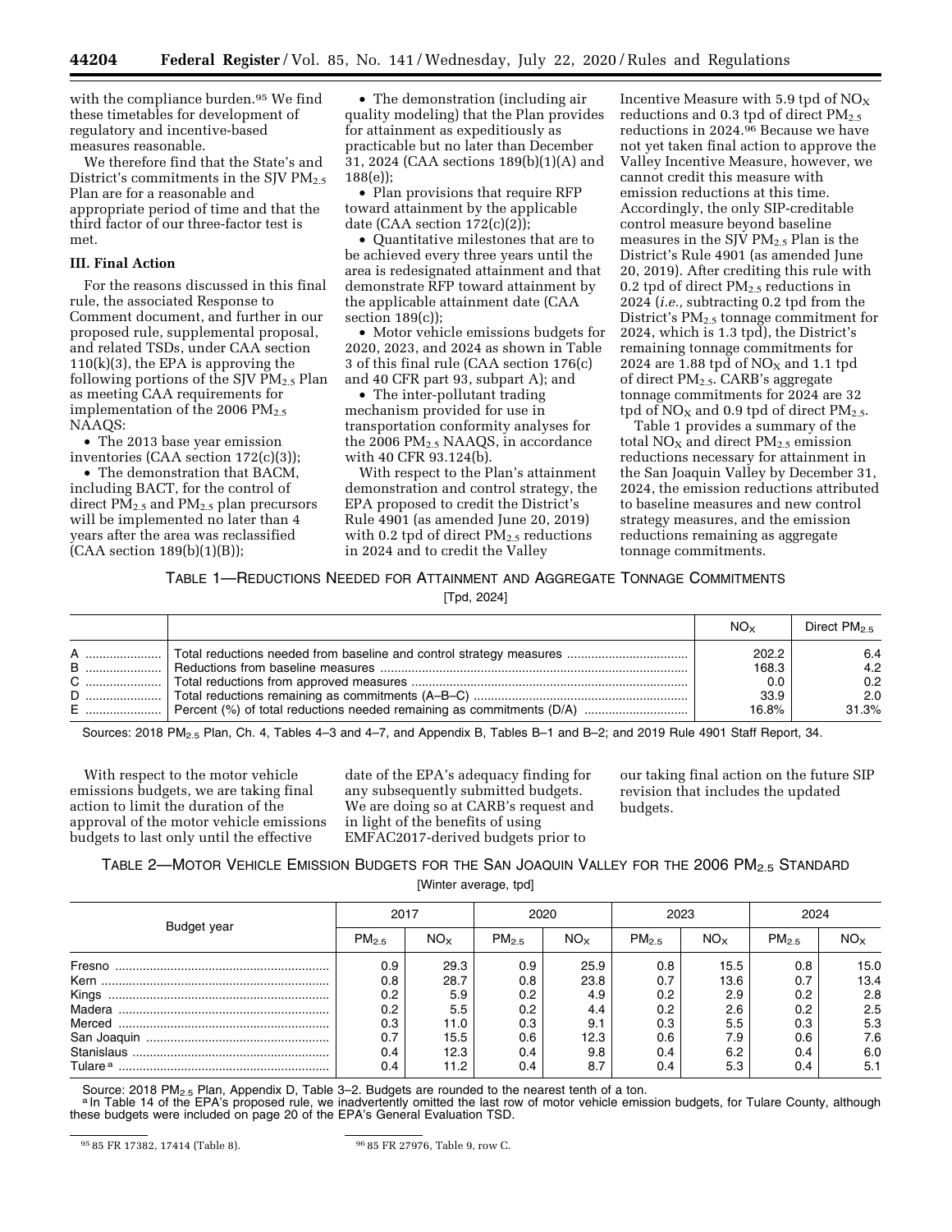with the compliance burden.[95] We find these timetables for development of regulatory and incentive-based measures reasonable.

We therefore find that the State's and District's commitments in the SJV $PM_{2.5}$ Plan are for a reasonable and appropriate period of time and that the third factor of our three-factor test is met.

### III. Final Action

For the reasons discussed in this final rule, the associated Response to Comment document, and further in our proposed rule, supplemental proposal, and related TSDs, under CAA section 110(k)(3), the EPA is approving the following portions of the SJV $PM_{2.5}$ Plan as meeting CAA requirements for implementation of the 2006 $PM_{2.5}$ NAAQS:

- The 2013 base year emission inventories (CAA section 172(c)(3));
- The demonstration that BACM, including BACT, for the control of direct $PM_{2.5}$ and $PM_{2.5}$ plan precursors will be implemented no later than 4 years after the area was reclassified (CAA section 189(b)(1)(B));
- The demonstration (including air quality modeling) that the Plan provides for attainment as expeditiously as practicable but no later than December 31, 2024 (CAA sections 189(b)(1)(A) and 188(e));
- Plan provisions that require RFP toward attainment by the applicable date (CAA section 172(c)(2));
- Quantitative milestones that are to be achieved every three years until the area is redesignated attainment and that demonstrate RFP toward attainment by the applicable attainment date (CAA section 189(c));
- Motor vehicle emissions budgets for 2020, 2023, and 2024 as shown in Table 3 of this final rule (CAA section 176(c) and 40 CFR part 93, subpart A); and
- The inter-pollutant trading mechanism provided for use in transportation conformity analyses for the 2006 $PM_{2.5}$ NAAQS, in accordance with 40 CFR 93.124(b).

With respect to the Plan's attainment demonstration and control strategy, the EPA proposed to credit the District's Rule 4901 (as amended June 20, 2019) with 0.2 tpd of direct $PM_{2.5}$ reductions in 2024 and to credit the Valley Incentive Measure with 5.9 tpd of $NO_X$ reductions and 0.3 tpd of direct $PM_{2.5}$ reductions in 2024.[96] Because we have not yet taken final action to approve the Valley Incentive Measure, however, we cannot credit this measure with emission reductions at this time. Accordingly, the only SIP-creditable control measure beyond baseline measures in the SJV $PM_{2.5}$ Plan is the District's Rule 4901 (as amended June 20, 2019). After crediting this rule with 0.2 tpd of direct $PM_{2.5}$ reductions in 2024 (*i.e.,* subtracting 0.2 tpd from the District's $PM_{2.5}$ tonnage commitment for 2024, which is 1.3 tpd), the District's remaining tonnage commitments for 2024 are 1.88 tpd of $NO_X$ and 1.1 tpd of direct $PM_{2.5}$. CARB's aggregate tonnage commitments for 2024 are 32 tpd of $NO_X$ and 0.9 tpd of direct $PM_{2.5}$.

Table 1 provides a summary of the total $NO_X$ and direct $PM_{2.5}$ emission reductions necessary for attainment in the San Joaquin Valley by December 31, 2024, the emission reductions attributed to baseline measures and new control strategy measures, and the emission reductions remaining as aggregate tonnage commitments.

TABLE 1—REDUCTIONS NEEDED FOR ATTAINMENT AND AGGREGATE TONNAGE COMMITMENTS

[Tpd, 2024]

| | | $NO_X$ | Direct $PM_{2.5}$ |
|---|---|---|---|
| A | Total reductions needed from baseline and control strategy measures | 202.2 | 6.4 |
| B | Reductions from baseline measures | 168.3 | 4.2 |
| C | Total reductions from approved measures | 0.0 | 0.2 |
| D | Total reductions remaining as commitments (A–B–C) | 33.9 | 2.0 |
| E | Percent (%) of total reductions needed remaining as commitments (D/A) | 16.8% | 31.3% |

Sources: 2018 $PM_{2.5}$ Plan, Ch. 4, Tables 4–3 and 4–7, and Appendix B, Tables B–1 and B–2; and 2019 Rule 4901 Staff Report, 34.

With respect to the motor vehicle emissions budgets, we are taking final action to limit the duration of the approval of the motor vehicle emissions budgets to last only until the effective date of the EPA's adequacy finding for any subsequently submitted budgets. We are doing so at CARB's request and in light of the benefits of using EMFAC2017-derived budgets prior to our taking final action on the future SIP revision that includes the updated budgets.

TABLE 2—MOTOR VEHICLE EMISSION BUDGETS FOR THE SAN JOAQUIN VALLEY FOR THE 2006 $PM_{2.5}$ STANDARD

[Winter average, tpd]

| Budget year | 2017 | | 2020 | | 2023 | | 2024 | |
|---|---|---|---|---|---|---|---|---|
| | $PM_{2.5}$ | $NO_X$ | $PM_{2.5}$ | $NO_X$ | $PM_{2.5}$ | $NO_X$ | $PM_{2.5}$ | $NO_X$ |
| Fresno | 0.9 | 29.3 | 0.9 | 25.9 | 0.8 | 15.5 | 0.8 | 15.0 |
| Kern | 0.8 | 28.7 | 0.8 | 23.8 | 0.7 | 13.6 | 0.7 | 13.4 |
| Kings | 0.2 | 5.9 | 0.2 | 4.9 | 0.2 | 2.9 | 0.2 | 2.8 |
| Madera | 0.2 | 5.5 | 0.2 | 4.4 | 0.2 | 2.6 | 0.2 | 2.5 |
| Merced | 0.3 | 11.0 | 0.3 | 9.1 | 0.3 | 5.5 | 0.3 | 5.3 |
| San Joaquin | 0.7 | 15.5 | 0.6 | 12.3 | 0.6 | 7.9 | 0.6 | 7.6 |
| Stanislaus | 0.4 | 12.3 | 0.4 | 9.8 | 0.4 | 6.2 | 0.4 | 6.0 |
| Tulare [a] | 0.4 | 11.2 | 0.4 | 8.7 | 0.4 | 5.3 | 0.4 | 5.1 |

Source: 2018 $PM_{2.5}$ Plan, Appendix D, Table 3–2. Budgets are rounded to the nearest tenth of a ton.

[a] In Table 14 of the EPA's proposed rule, we inadvertently omitted the last row of motor vehicle emission budgets, for Tulare County, although these budgets were included on page 20 of the EPA's General Evaluation TSD.

[95] 85 FR 17382, 17414 (Table 8).

[96] 85 FR 27976, Table 9, row C.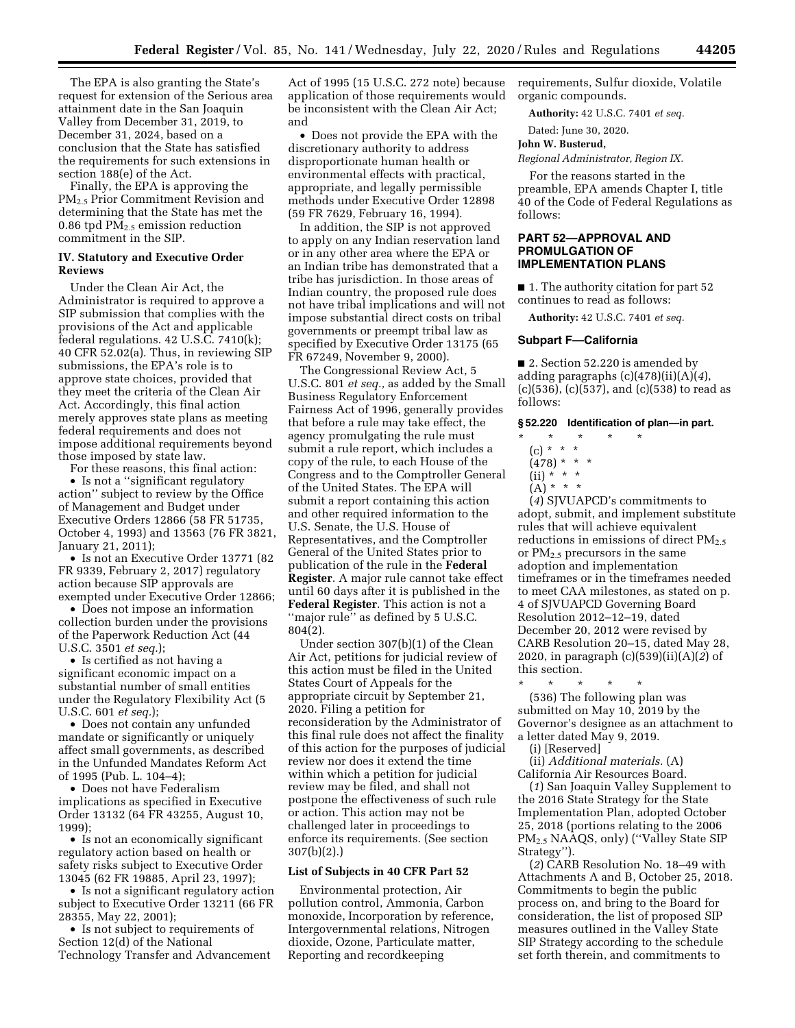The EPA is also granting the State's request for extension of the Serious area attainment date in the San Joaquin Valley from December 31, 2019, to December 31, 2024, based on a conclusion that the State has satisfied the requirements for such extensions in section 188(e) of the Act.

Finally, the EPA is approving the $PM_{2.5}$ Prior Commitment Revision and determining that the State has met the 0.86 tpd $PM_{2.5}$ emission reduction commitment in the SIP.

### IV. Statutory and Executive Order Reviews

Under the Clean Air Act, the Administrator is required to approve a SIP submission that complies with the provisions of the Act and applicable federal regulations. 42 U.S.C. 7410(k); 40 CFR 52.02(a). Thus, in reviewing SIP submissions, the EPA's role is to approve state choices, provided that they meet the criteria of the Clean Air Act. Accordingly, this final action merely approves state plans as meeting federal requirements and does not impose additional requirements beyond those imposed by state law.

For these reasons, this final action:

- Is not a ''significant regulatory action'' subject to review by the Office of Management and Budget under Executive Orders 12866 (58 FR 51735, October 4, 1993) and 13563 (76 FR 3821, January 21, 2011);
- Is not an Executive Order 13771 (82 FR 9339, February 2, 2017) regulatory action because SIP approvals are exempted under Executive Order 12866;
- Does not impose an information collection burden under the provisions of the Paperwork Reduction Act (44 U.S.C. 3501 *et seq.*);
- Is certified as not having a significant economic impact on a substantial number of small entities under the Regulatory Flexibility Act (5 U.S.C. 601 *et seq.*);
- Does not contain any unfunded mandate or significantly or uniquely affect small governments, as described in the Unfunded Mandates Reform Act of 1995 (Pub. L. 104–4);
- Does not have Federalism implications as specified in Executive Order 13132 (64 FR 43255, August 10, 1999);
- Is not an economically significant regulatory action based on health or safety risks subject to Executive Order 13045 (62 FR 19885, April 23, 1997);
- Is not a significant regulatory action subject to Executive Order 13211 (66 FR 28355, May 22, 2001);
- Is not subject to requirements of Section 12(d) of the National Technology Transfer and Advancement Act of 1995 (15 U.S.C. 272 note) because application of those requirements would be inconsistent with the Clean Air Act; and
- Does not provide the EPA with the discretionary authority to address disproportionate human health or environmental effects with practical, appropriate, and legally permissible methods under Executive Order 12898 (59 FR 7629, February 16, 1994).

In addition, the SIP is not approved to apply on any Indian reservation land or in any other area where the EPA or an Indian tribe has demonstrated that a tribe has jurisdiction. In those areas of Indian country, the proposed rule does not have tribal implications and will not impose substantial direct costs on tribal governments or preempt tribal law as specified by Executive Order 13175 (65 FR 67249, November 9, 2000).

The Congressional Review Act, 5 U.S.C. 801 *et seq.,* as added by the Small Business Regulatory Enforcement Fairness Act of 1996, generally provides that before a rule may take effect, the agency promulgating the rule must submit a rule report, which includes a copy of the rule, to each House of the Congress and to the Comptroller General of the United States. The EPA will submit a report containing this action and other required information to the U.S. Senate, the U.S. House of Representatives, and the Comptroller General of the United States prior to publication of the rule in the **Federal Register**. A major rule cannot take effect until 60 days after it is published in the **Federal Register**. This action is not a ''major rule'' as defined by 5 U.S.C. 804(2).

Under section 307(b)(1) of the Clean Air Act, petitions for judicial review of this action must be filed in the United States Court of Appeals for the appropriate circuit by September 21, 2020. Filing a petition for reconsideration by the Administrator of this final rule does not affect the finality of this action for the purposes of judicial review nor does it extend the time within which a petition for judicial review may be filed, and shall not postpone the effectiveness of such rule or action. This action may not be challenged later in proceedings to enforce its requirements. (See section 307(b)(2).)

### List of Subjects in 40 CFR Part 52

Environmental protection, Air pollution control, Ammonia, Carbon monoxide, Incorporation by reference, Intergovernmental relations, Nitrogen dioxide, Ozone, Particulate matter, Reporting and recordkeeping requirements, Sulfur dioxide, Volatile organic compounds.

**Authority:** 42 U.S.C. 7401 *et seq.*

Dated: June 30, 2020.

**John W. Busterud,**

*Regional Administrator, Region IX.*

For the reasons started in the preamble, EPA amends Chapter I, title 40 of the Code of Federal Regulations as follows:

## PART 52—APPROVAL AND PROMULGATION OF IMPLEMENTATION PLANS

■ 1. The authority citation for part 52 continues to read as follows:

**Authority:** 42 U.S.C. 7401 *et seq.*

### Subpart F—California

■ 2. Section 52.220 is amended by adding paragraphs (c)(478)(ii)(A)(*4*), (c)(536), (c)(537), and (c)(538) to read as follows:

### § 52.220 Identification of plan—in part.

\* \* \* \* \*

(c) \* \* \*

(478) \* \* \*

(ii) \* \* \*

(A) \* \* \*

(*4*) SJVUAPCD's commitments to adopt, submit, and implement substitute rules that will achieve equivalent reductions in emissions of direct $PM_{2.5}$ or $PM_{2.5}$ precursors in the same adoption and implementation timeframes or in the timeframes needed to meet CAA milestones, as stated on p. 4 of SJVUAPCD Governing Board Resolution 2012–12–19, dated December 20, 2012 were revised by CARB Resolution 20–15, dated May 28, 2020, in paragraph (c)(539)(ii)(A)(*2*) of this section.

\* \* \* \* \*

(536) The following plan was submitted on May 10, 2019 by the Governor's designee as an attachment to a letter dated May 9, 2019.

(i) [Reserved]

(ii) *Additional materials.* (A) California Air Resources Board.

(*1*) San Joaquin Valley Supplement to the 2016 State Strategy for the State Implementation Plan, adopted October 25, 2018 (portions relating to the 2006 $PM_{2.5}$ NAAQS, only) (''Valley State SIP Strategy'').

(*2*) CARB Resolution No. 18–49 with Attachments A and B, October 25, 2018. Commitments to begin the public process on, and bring to the Board for consideration, the list of proposed SIP measures outlined in the Valley State SIP Strategy according to the schedule set forth therein, and commitments to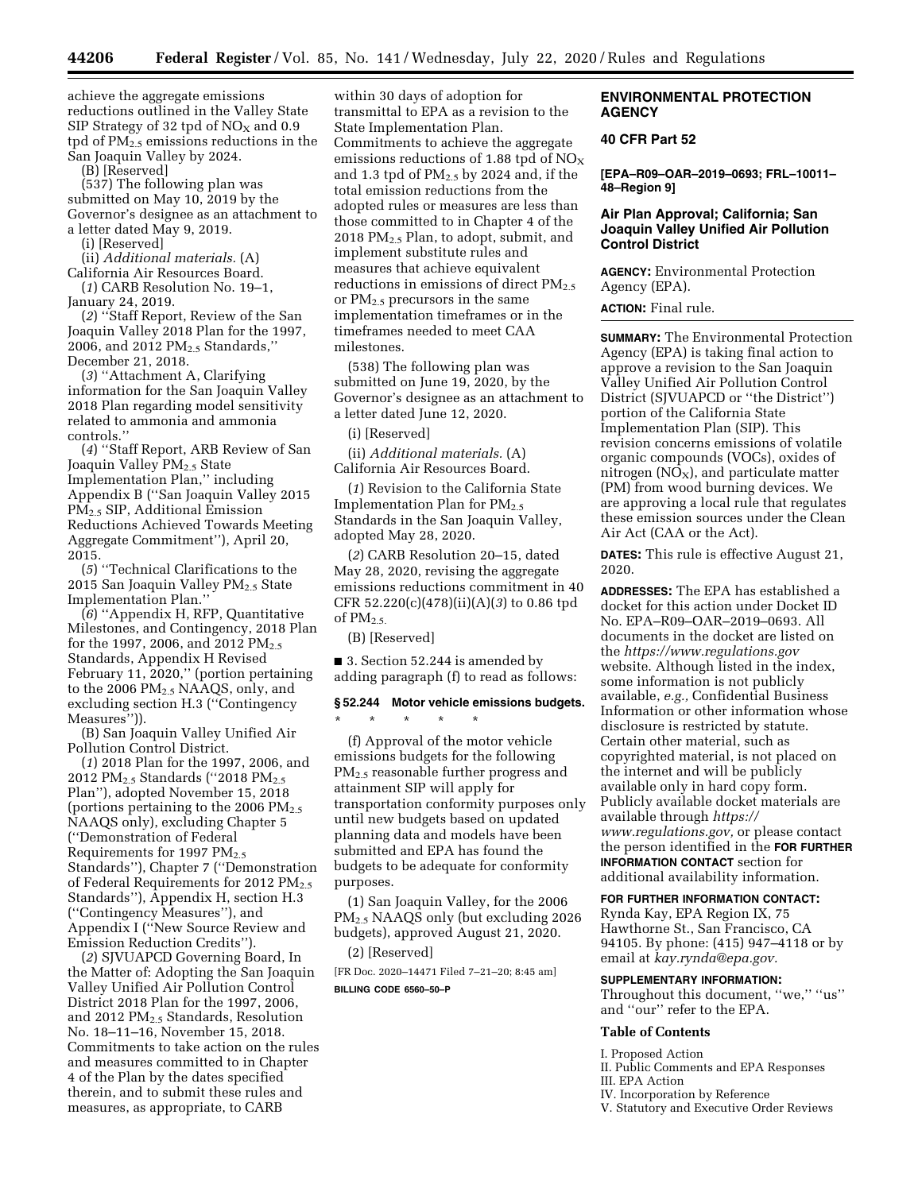achieve the aggregate emissions reductions outlined in the Valley State SIP Strategy of 32 tpd of $NO_X$ and 0.9 tpd of $PM_{2.5}$ emissions reductions in the San Joaquin Valley by 2024.

(B) [Reserved]

(537) The following plan was submitted on May 10, 2019 by the Governor's designee as an attachment to a letter dated May 9, 2019.

(i) [Reserved]

(ii) *Additional materials.* (A) California Air Resources Board.

(*1*) CARB Resolution No. 19–1, January 24, 2019.

(*2*) ''Staff Report, Review of the San Joaquin Valley 2018 Plan for the 1997, 2006, and 2012 $PM_{2.5}$ Standards,'' December 21, 2018.

(*3*) ''Attachment A, Clarifying information for the San Joaquin Valley 2018 Plan regarding model sensitivity related to ammonia and ammonia controls.''

(*4*) ''Staff Report, ARB Review of San Joaquin Valley $PM_{2.5}$ State Implementation Plan,'' including Appendix B (''San Joaquin Valley 2015 $PM_{2.5}$ SIP, Additional Emission Reductions Achieved Towards Meeting Aggregate Commitment''), April 20, 2015.

(*5*) ''Technical Clarifications to the 2015 San Joaquin Valley $PM_{2.5}$ State Implementation Plan.''

(*6*) ''Appendix H, RFP, Quantitative Milestones, and Contingency, 2018 Plan for the 1997, 2006, and 2012 $PM_{2.5}$ Standards, Appendix H Revised February 11, 2020,'' (portion pertaining to the 2006 $PM_{2.5}$ NAAQS, only, and excluding section H.3 (''Contingency Measures'')).

(B) San Joaquin Valley Unified Air Pollution Control District.

(*1*) 2018 Plan for the 1997, 2006, and 2012 $PM_{2.5}$ Standards (''2018 $PM_{2.5}$ Plan''), adopted November 15, 2018 (portions pertaining to the 2006 $PM_{2.5}$ NAAQS only), excluding Chapter 5 (''Demonstration of Federal Requirements for 1997 $PM_{2.5}$ Standards''), Chapter 7 (''Demonstration of Federal Requirements for 2012 $PM_{2.5}$ Standards''), Appendix H, section H.3 (''Contingency Measures''), and Appendix I (''New Source Review and Emission Reduction Credits'').

(*2*) SJVUAPCD Governing Board, In the Matter of: Adopting the San Joaquin Valley Unified Air Pollution Control District 2018 Plan for the 1997, 2006, and 2012 $PM_{2.5}$ Standards, Resolution No. 18–11–16, November 15, 2018. Commitments to take action on the rules and measures committed to in Chapter 4 of the Plan by the dates specified therein, and to submit these rules and measures, as appropriate, to CARB within 30 days of adoption for transmittal to EPA as a revision to the State Implementation Plan. Commitments to achieve the aggregate emissions reductions of 1.88 tpd of $NO_X$ and 1.3 tpd of $PM_{2.5}$ by 2024 and, if the total emission reductions from the adopted rules or measures are less than those committed to in Chapter 4 of the 2018 $PM_{2.5}$ Plan, to adopt, submit, and implement substitute rules and measures that achieve equivalent reductions in emissions of direct $PM_{2.5}$ or $PM_{2.5}$ precursors in the same implementation timeframes or in the timeframes needed to meet CAA milestones.

(538) The following plan was submitted on June 19, 2020, by the Governor's designee as an attachment to a letter dated June 12, 2020.

(i) [Reserved]

(ii) *Additional materials.* (A) California Air Resources Board.

(*1*) Revision to the California State Implementation Plan for $PM_{2.5}$ Standards in the San Joaquin Valley, adopted May 28, 2020.

(*2*) CARB Resolution 20–15, dated May 28, 2020, revising the aggregate emissions reductions commitment in 40 CFR 52.220(c)(478)(ii)(A)(*3*) to 0.86 tpd of $PM_{2.5}$.

(B) [Reserved]

■ 3. Section 52.244 is amended by adding paragraph (f) to read as follows:

**§ 52.244 Motor vehicle emissions budgets.**

\* \* \* \* \*

(f) Approval of the motor vehicle emissions budgets for the following $PM_{2.5}$ reasonable further progress and attainment SIP will apply for transportation conformity purposes only until new budgets based on updated planning data and models have been submitted and EPA has found the budgets to be adequate for conformity purposes.

(1) San Joaquin Valley, for the 2006 $PM_{2.5}$ NAAQS only (but excluding 2026 budgets), approved August 21, 2020.

(2) [Reserved]

[FR Doc. 2020–14471 Filed 7–21–20; 8:45 am]

**BILLING CODE 6560–50–P**

## ENVIRONMENTAL PROTECTION AGENCY

### 40 CFR Part 52

**[EPA–R09–OAR–2019–0693; FRL–10011–48–Region 9]**

### Air Plan Approval; California; San Joaquin Valley Unified Air Pollution Control District

**AGENCY:** Environmental Protection Agency (EPA).

**ACTION:** Final rule.

**SUMMARY:** The Environmental Protection Agency (EPA) is taking final action to approve a revision to the San Joaquin Valley Unified Air Pollution Control District (SJVUAPCD or ''the District'') portion of the California State Implementation Plan (SIP). This revision concerns emissions of volatile organic compounds (VOCs), oxides of nitrogen ($NO_X$), and particulate matter (PM) from wood burning devices. We are approving a local rule that regulates these emission sources under the Clean Air Act (CAA or the Act).

**DATES:** This rule is effective August 21, 2020.

**ADDRESSES:** The EPA has established a docket for this action under Docket ID No. EPA–R09–OAR–2019–0693. All documents in the docket are listed on the *https://www.regulations.gov* website. Although listed in the index, some information is not publicly available, *e.g.,* Confidential Business Information or other information whose disclosure is restricted by statute. Certain other material, such as copyrighted material, is not placed on the internet and will be publicly available only in hard copy form. Publicly available docket materials are available through *https://www.regulations.gov,* or please contact the person identified in the **FOR FURTHER INFORMATION CONTACT** section for additional availability information.

**FOR FURTHER INFORMATION CONTACT:** Rynda Kay, EPA Region IX, 75 Hawthorne St., San Francisco, CA 94105. By phone: (415) 947–4118 or by email at *kay.rynda@epa.gov.*

**SUPPLEMENTARY INFORMATION:** Throughout this document, ''we,'' ''us'' and ''our'' refer to the EPA.

**Table of Contents**

I. Proposed Action
II. Public Comments and EPA Responses
III. EPA Action
IV. Incorporation by Reference
V. Statutory and Executive Order Reviews